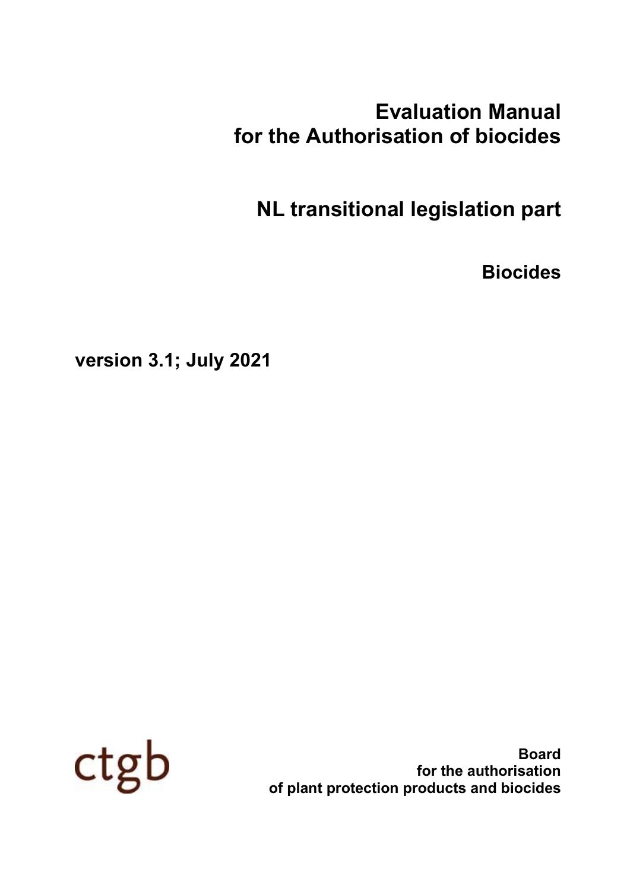# Evaluation Manual for the Authorisation of biocides

## NL transitional legislation part

### Biocides

**version 3.1; July 2021**

ctgb

**Board for the authorisation of plant protection products and biocides**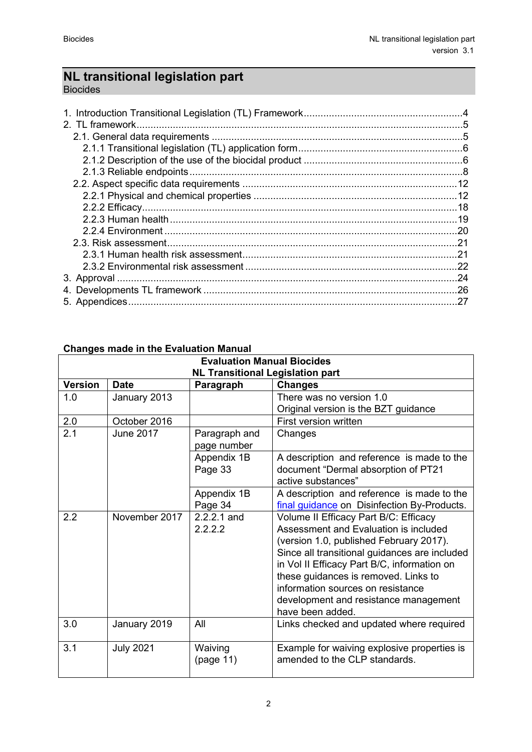# NL transitional legislation part

Biocides

1. Introduction Transitional Legislation (TL) Framework ....4
2. TL framework ....5
   - 2.1. General data requirements ....5
     - 2.1.1 Transitional legislation (TL) application form ....6
     - 2.1.2 Description of the use of the biocidal product ....6
     - 2.1.3 Reliable endpoints ....8
   - 2.2. Aspect specific data requirements ....12
     - 2.2.1 Physical and chemical properties ....12
     - 2.2.2 Efficacy ....18
     - 2.2.3 Human health ....19
     - 2.2.4 Environment ....20
   - 2.3. Risk assessment ....21
     - 2.3.1 Human health risk assessment ....21
     - 2.3.2 Environmental risk assessment ....22
3. Approval ....24
4. Developments TL framework ....26
5. Appendices ....27

**Changes made in the Evaluation Manual**

| **Evaluation Manual Biocides NL Transitional Legislation part** | | | |
|---|---|---|---|
| **Version** | **Date** | **Paragraph** | **Changes** |
| 1.0 | January 2013 | | There was no version 1.0 Original version is the BZT guidance |
| 2.0 | October 2016 | | First version written |
| 2.1 | June 2017 | Paragraph and page number | Changes |
| | | Appendix 1B Page 33 | A description and reference is made to the document "Dermal absorption of PT21 active substances" |
| | | Appendix 1B Page 34 | A description and reference is made to the final guidance on Disinfection By-Products. |
| 2.2 | November 2017 | 2.2.2.1 and 2.2.2.2 | Volume II Efficacy Part B/C: Efficacy Assessment and Evaluation is included (version 1.0, published February 2017). Since all transitional guidances are included in Vol II Efficacy Part B/C, information on these guidances is removed. Links to information sources on resistance development and resistance management have been added. |
| 3.0 | January 2019 | All | Links checked and updated where required |
| 3.1 | July 2021 | Waiving (page 11) | Example for waiving explosive properties is amended to the CLP standards. |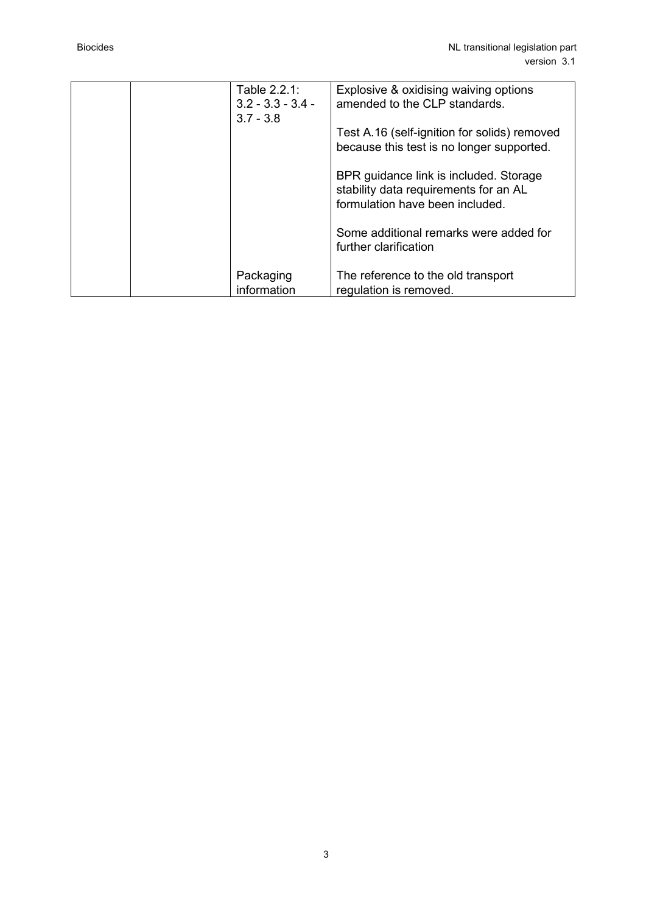|  |  | Table 2.2.1: 3.2 - 3.3 - 3.4 - 3.7 - 3.8 | Explosive & oxidising waiving options amended to the CLP standards.<br><br>Test A.16 (self-ignition for solids) removed because this test is no longer supported.<br><br>BPR guidance link is included. Storage stability data requirements for an AL formulation have been included.<br><br>Some additional remarks were added for further clarification |
| --- | --- | --- | --- |
|  |  | Packaging information | The reference to the old transport regulation is removed. |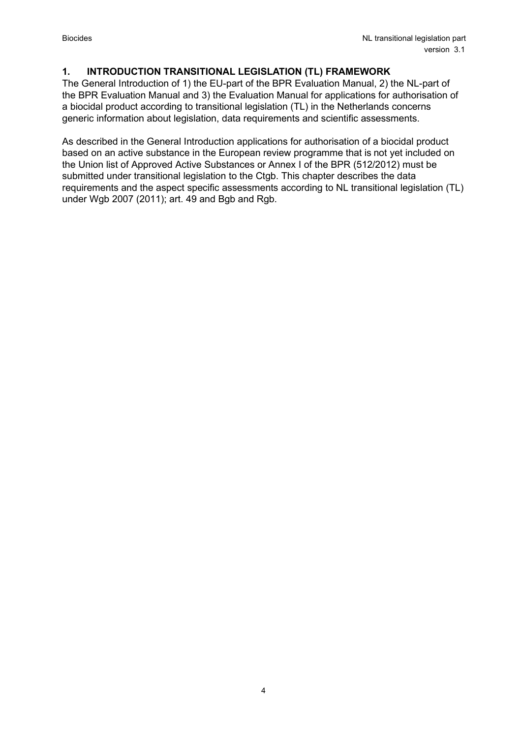# 1. INTRODUCTION TRANSITIONAL LEGISLATION (TL) FRAMEWORK

The General Introduction of 1) the EU-part of the BPR Evaluation Manual, 2) the NL-part of the BPR Evaluation Manual and 3) the Evaluation Manual for applications for authorisation of a biocidal product according to transitional legislation (TL) in the Netherlands concerns generic information about legislation, data requirements and scientific assessments.

As described in the General Introduction applications for authorisation of a biocidal product based on an active substance in the European review programme that is not yet included on the Union list of Approved Active Substances or Annex I of the BPR (512/2012) must be submitted under transitional legislation to the Ctgb. This chapter describes the data requirements and the aspect specific assessments according to NL transitional legislation (TL) under Wgb 2007 (2011); art. 49 and Bgb and Rgb.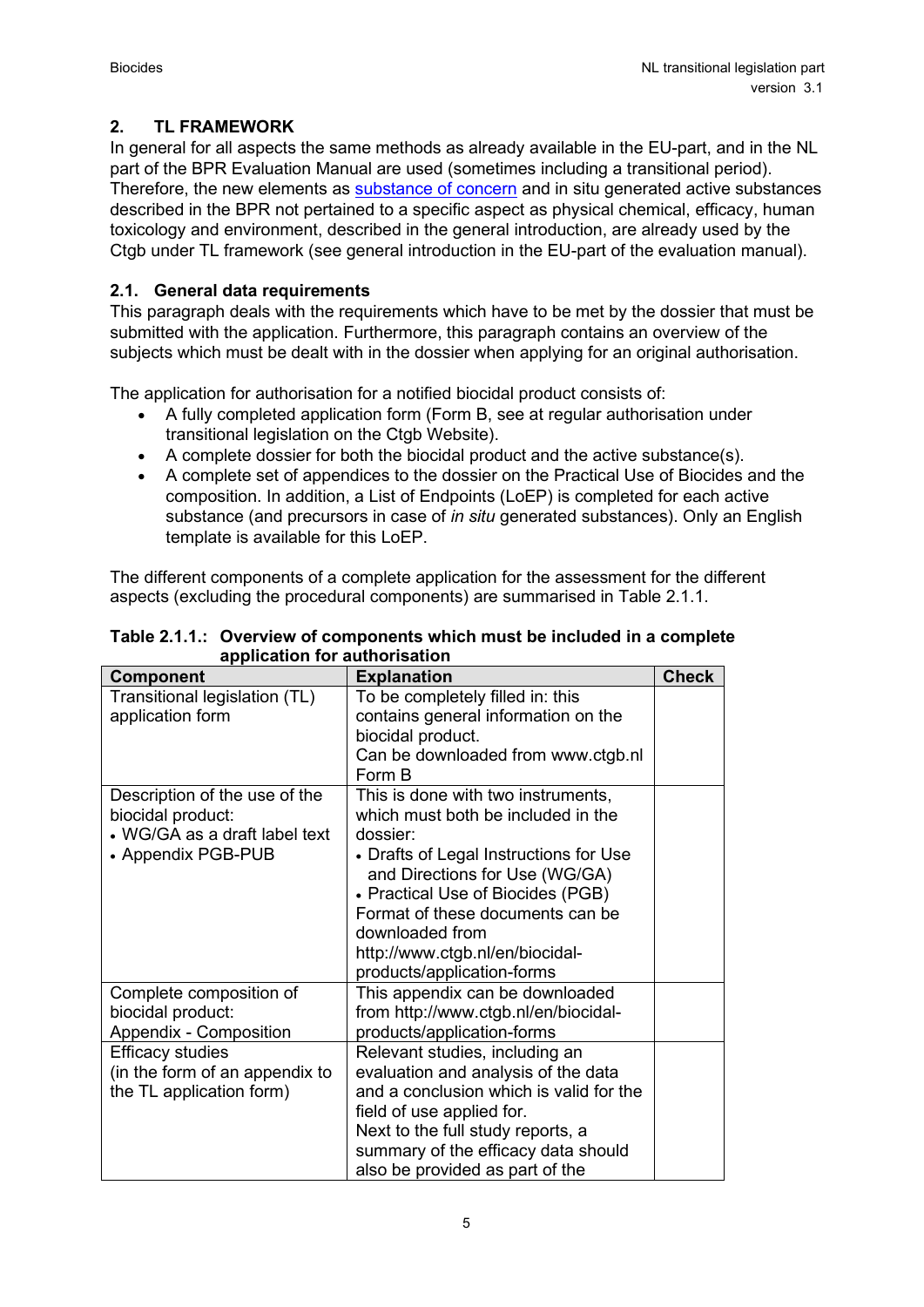## 2. TL FRAMEWORK

In general for all aspects the same methods as already available in the EU-part, and in the NL part of the BPR Evaluation Manual are used (sometimes including a transitional period). Therefore, the new elements as substance of concern and in situ generated active substances described in the BPR not pertained to a specific aspect as physical chemical, efficacy, human toxicology and environment, described in the general introduction, are already used by the Ctgb under TL framework (see general introduction in the EU-part of the evaluation manual).

### 2.1. General data requirements

This paragraph deals with the requirements which have to be met by the dossier that must be submitted with the application. Furthermore, this paragraph contains an overview of the subjects which must be dealt with in the dossier when applying for an original authorisation.

The application for authorisation for a notified biocidal product consists of:

- A fully completed application form (Form B, see at regular authorisation under transitional legislation on the Ctgb Website).
- A complete dossier for both the biocidal product and the active substance(s).
- A complete set of appendices to the dossier on the Practical Use of Biocides and the composition. In addition, a List of Endpoints (LoEP) is completed for each active substance (and precursors in case of *in situ* generated substances). Only an English template is available for this LoEP.

The different components of a complete application for the assessment for the different aspects (excluding the procedural components) are summarised in Table 2.1.1.

**Table 2.1.1.: Overview of components which must be included in a complete application for authorisation**

| Component | Explanation | Check |
|---|---|---|
| Transitional legislation (TL) application form | To be completely filled in: this contains general information on the biocidal product.<br>Can be downloaded from www.ctgb.nl Form B | |
| Description of the use of the biocidal product:<br>• WG/GA as a draft label text<br>• Appendix PGB-PUB | This is done with two instruments, which must both be included in the dossier:<br>• Drafts of Legal Instructions for Use and Directions for Use (WG/GA)<br>• Practical Use of Biocides (PGB)<br>Format of these documents can be downloaded from http://www.ctgb.nl/en/biocidal-products/application-forms | |
| Complete composition of biocidal product:<br>Appendix - Composition | This appendix can be downloaded from http://www.ctgb.nl/en/biocidal-products/application-forms | |
| Efficacy studies<br>(in the form of an appendix to the TL application form) | Relevant studies, including an evaluation and analysis of the data and a conclusion which is valid for the field of use applied for.<br>Next to the full study reports, a summary of the efficacy data should also be provided as part of the | |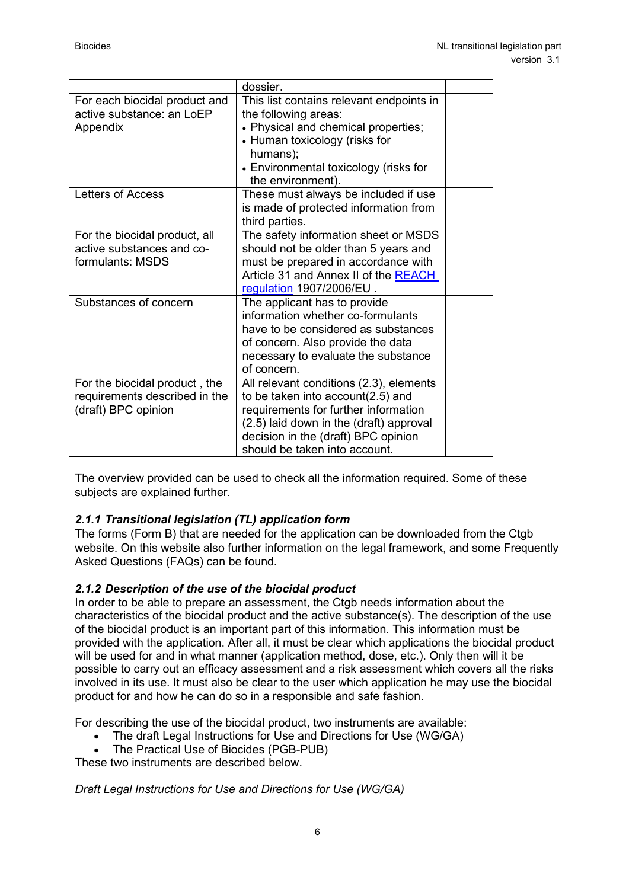| | | |
|---|---|---|
| | dossier. | |
| For each biocidal product and active substance: an LoEP Appendix | This list contains relevant endpoints in the following areas:<br>• Physical and chemical properties;<br>• Human toxicology (risks for humans);<br>• Environmental toxicology (risks for the environment). | |
| Letters of Access | These must always be included if use is made of protected information from third parties. | |
| For the biocidal product, all active substances and co-formulants: MSDS | The safety information sheet or MSDS should not be older than 5 years and must be prepared in accordance with Article 31 and Annex II of the REACH regulation 1907/2006/EU . | |
| Substances of concern | The applicant has to provide information whether co-formulants have to be considered as substances of concern. Also provide the data necessary to evaluate the substance of concern. | |
| For the biocidal product , the requirements described in the (draft) BPC opinion | All relevant conditions (2.3), elements to be taken into account(2.5) and requirements for further information (2.5) laid down in the (draft) approval decision in the (draft) BPC opinion should be taken into account. | |

The overview provided can be used to check all the information required. Some of these subjects are explained further.

### *2.1.1 Transitional legislation (TL) application form*

The forms (Form B) that are needed for the application can be downloaded from the Ctgb website. On this website also further information on the legal framework, and some Frequently Asked Questions (FAQs) can be found.

### *2.1.2 Description of the use of the biocidal product*

In order to be able to prepare an assessment, the Ctgb needs information about the characteristics of the biocidal product and the active substance(s). The description of the use of the biocidal product is an important part of this information. This information must be provided with the application. After all, it must be clear which applications the biocidal product will be used for and in what manner (application method, dose, etc.). Only then will it be possible to carry out an efficacy assessment and a risk assessment which covers all the risks involved in its use. It must also be clear to the user which application he may use the biocidal product for and how he can do so in a responsible and safe fashion.

For describing the use of the biocidal product, two instruments are available:

- The draft Legal Instructions for Use and Directions for Use (WG/GA)
- The Practical Use of Biocides (PGB-PUB)

These two instruments are described below.

*Draft Legal Instructions for Use and Directions for Use (WG/GA)*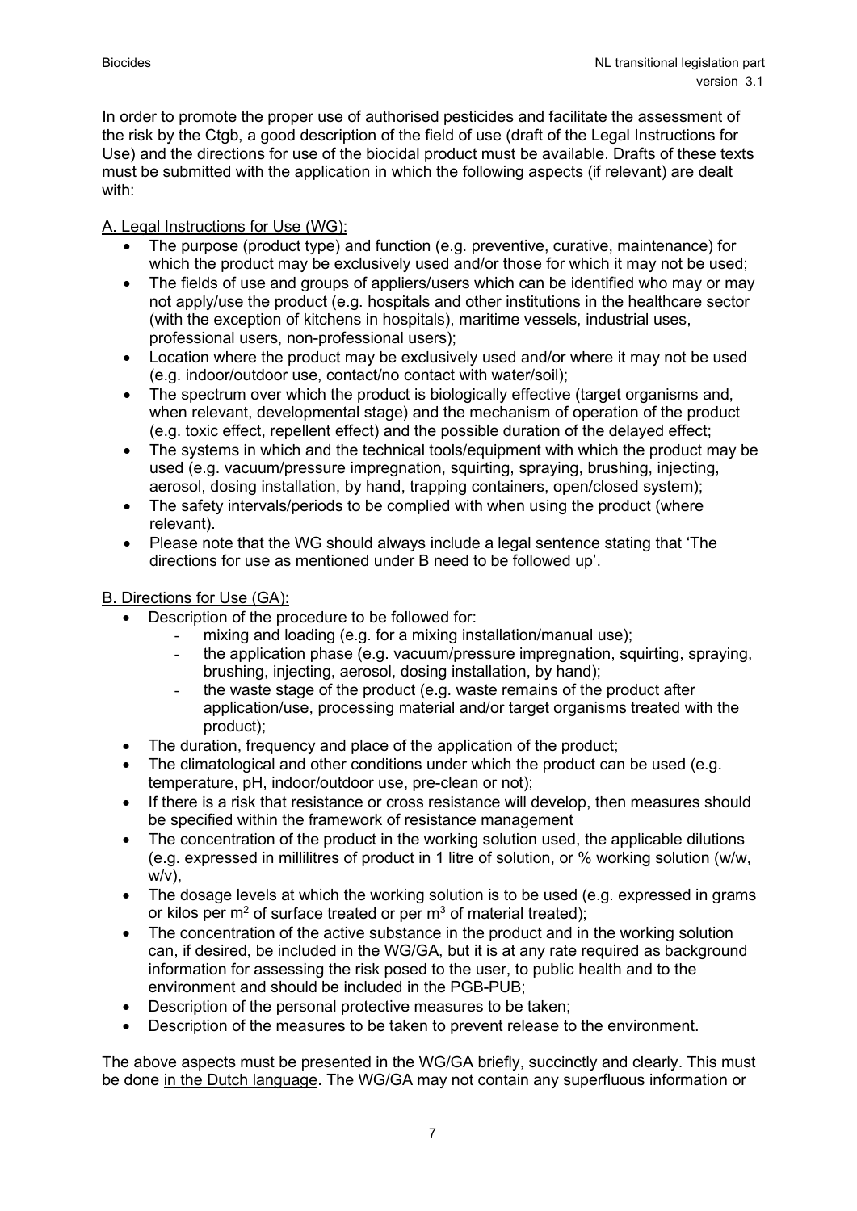In order to promote the proper use of authorised pesticides and facilitate the assessment of the risk by the Ctgb, a good description of the field of use (draft of the Legal Instructions for Use) and the directions for use of the biocidal product must be available. Drafts of these texts must be submitted with the application in which the following aspects (if relevant) are dealt with:

A. Legal Instructions for Use (WG):

- The purpose (product type) and function (e.g. preventive, curative, maintenance) for which the product may be exclusively used and/or those for which it may not be used;
- The fields of use and groups of appliers/users which can be identified who may or may not apply/use the product (e.g. hospitals and other institutions in the healthcare sector (with the exception of kitchens in hospitals), maritime vessels, industrial uses, professional users, non-professional users);
- Location where the product may be exclusively used and/or where it may not be used (e.g. indoor/outdoor use, contact/no contact with water/soil);
- The spectrum over which the product is biologically effective (target organisms and, when relevant, developmental stage) and the mechanism of operation of the product (e.g. toxic effect, repellent effect) and the possible duration of the delayed effect;
- The systems in which and the technical tools/equipment with which the product may be used (e.g. vacuum/pressure impregnation, squirting, spraying, brushing, injecting, aerosol, dosing installation, by hand, trapping containers, open/closed system);
- The safety intervals/periods to be complied with when using the product (where relevant).
- Please note that the WG should always include a legal sentence stating that 'The directions for use as mentioned under B need to be followed up'.

B. Directions for Use (GA):

- Description of the procedure to be followed for:
  - mixing and loading (e.g. for a mixing installation/manual use);
  - the application phase (e.g. vacuum/pressure impregnation, squirting, spraying, brushing, injecting, aerosol, dosing installation, by hand);
  - the waste stage of the product (e.g. waste remains of the product after application/use, processing material and/or target organisms treated with the product);
- The duration, frequency and place of the application of the product;
- The climatological and other conditions under which the product can be used (e.g. temperature, pH, indoor/outdoor use, pre-clean or not);
- If there is a risk that resistance or cross resistance will develop, then measures should be specified within the framework of resistance management
- The concentration of the product in the working solution used, the applicable dilutions (e.g. expressed in millilitres of product in 1 litre of solution, or % working solution (w/w, w/v),
- The dosage levels at which the working solution is to be used (e.g. expressed in grams or kilos per $m^2$ of surface treated or per $m^3$ of material treated);
- The concentration of the active substance in the product and in the working solution can, if desired, be included in the WG/GA, but it is at any rate required as background information for assessing the risk posed to the user, to public health and to the environment and should be included in the PGB-PUB;
- Description of the personal protective measures to be taken;
- Description of the measures to be taken to prevent release to the environment.

The above aspects must be presented in the WG/GA briefly, succinctly and clearly. This must be done in the Dutch language. The WG/GA may not contain any superfluous information or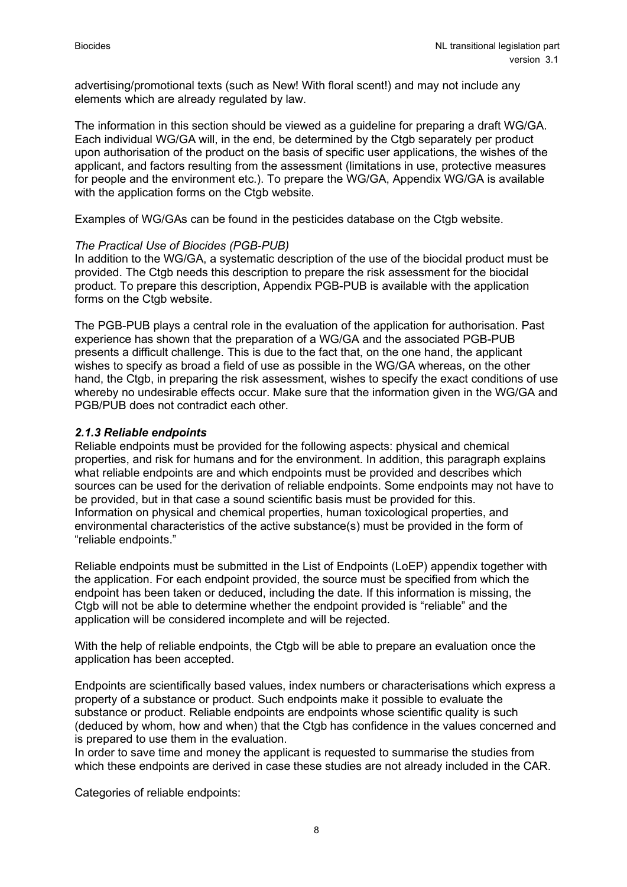advertising/promotional texts (such as New! With floral scent!) and may not include any elements which are already regulated by law.

The information in this section should be viewed as a guideline for preparing a draft WG/GA. Each individual WG/GA will, in the end, be determined by the Ctgb separately per product upon authorisation of the product on the basis of specific user applications, the wishes of the applicant, and factors resulting from the assessment (limitations in use, protective measures for people and the environment etc.). To prepare the WG/GA, Appendix WG/GA is available with the application forms on the Ctgb website.

Examples of WG/GAs can be found in the pesticides database on the Ctgb website.

*The Practical Use of Biocides (PGB-PUB)*

In addition to the WG/GA, a systematic description of the use of the biocidal product must be provided. The Ctgb needs this description to prepare the risk assessment for the biocidal product. To prepare this description, Appendix PGB-PUB is available with the application forms on the Ctgb website.

The PGB-PUB plays a central role in the evaluation of the application for authorisation. Past experience has shown that the preparation of a WG/GA and the associated PGB-PUB presents a difficult challenge. This is due to the fact that, on the one hand, the applicant wishes to specify as broad a field of use as possible in the WG/GA whereas, on the other hand, the Ctgb, in preparing the risk assessment, wishes to specify the exact conditions of use whereby no undesirable effects occur. Make sure that the information given in the WG/GA and PGB/PUB does not contradict each other.

### *2.1.3 Reliable endpoints*

Reliable endpoints must be provided for the following aspects: physical and chemical properties, and risk for humans and for the environment. In addition, this paragraph explains what reliable endpoints are and which endpoints must be provided and describes which sources can be used for the derivation of reliable endpoints. Some endpoints may not have to be provided, but in that case a sound scientific basis must be provided for this.
Information on physical and chemical properties, human toxicological properties, and environmental characteristics of the active substance(s) must be provided in the form of "reliable endpoints."

Reliable endpoints must be submitted in the List of Endpoints (LoEP) appendix together with the application. For each endpoint provided, the source must be specified from which the endpoint has been taken or deduced, including the date. If this information is missing, the Ctgb will not be able to determine whether the endpoint provided is "reliable" and the application will be considered incomplete and will be rejected.

With the help of reliable endpoints, the Ctgb will be able to prepare an evaluation once the application has been accepted.

Endpoints are scientifically based values, index numbers or characterisations which express a property of a substance or product. Such endpoints make it possible to evaluate the substance or product. Reliable endpoints are endpoints whose scientific quality is such (deduced by whom, how and when) that the Ctgb has confidence in the values concerned and is prepared to use them in the evaluation.
In order to save time and money the applicant is requested to summarise the studies from which these endpoints are derived in case these studies are not already included in the CAR.

Categories of reliable endpoints: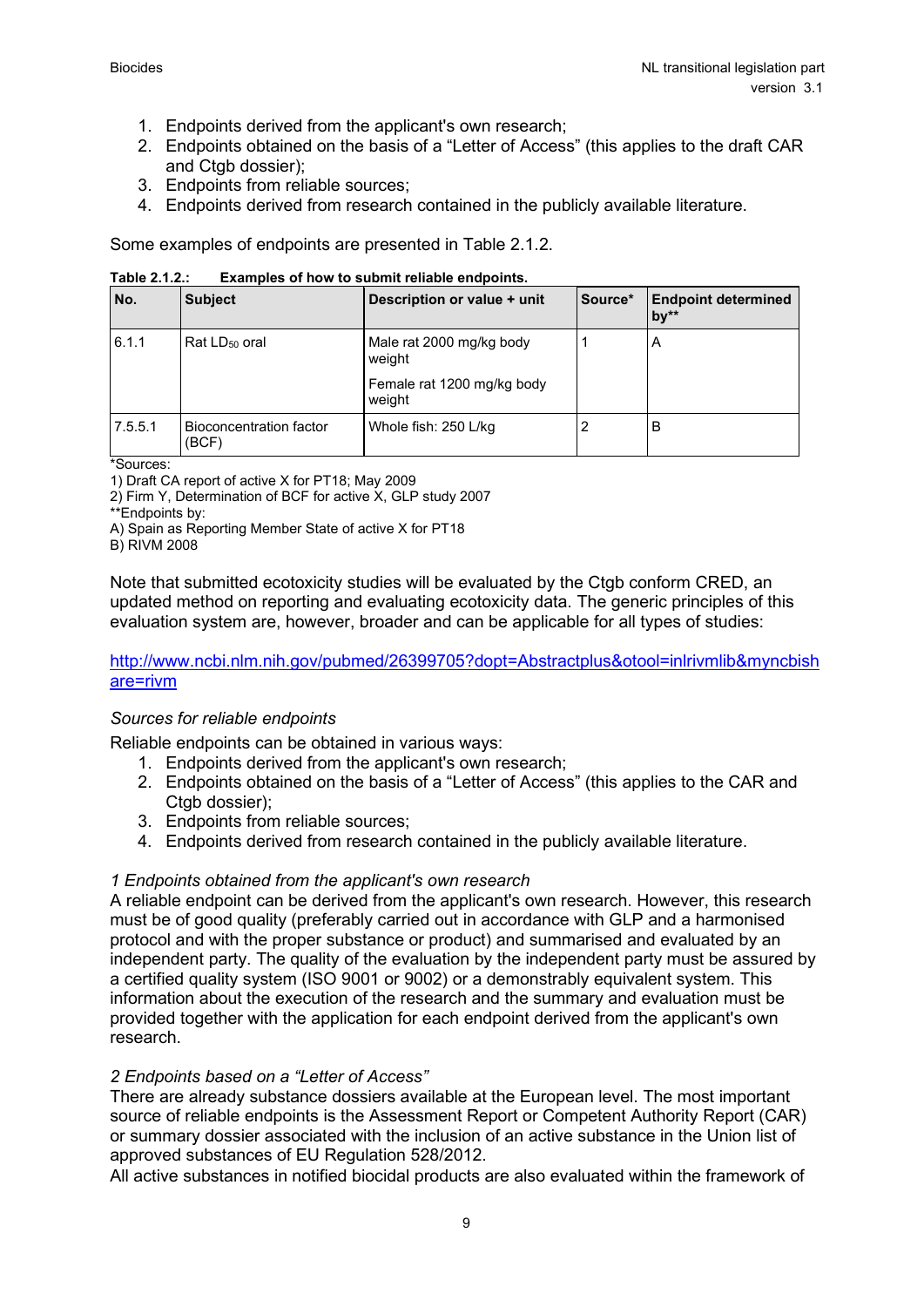1. Endpoints derived from the applicant's own research;
2. Endpoints obtained on the basis of a “Letter of Access” (this applies to the draft CAR and Ctgb dossier);
3. Endpoints from reliable sources;
4. Endpoints derived from research contained in the publicly available literature.

Some examples of endpoints are presented in Table 2.1.2.

**Table 2.1.2.: Examples of how to submit reliable endpoints.**

| No. | Subject | Description or value + unit | Source* | Endpoint determined by** |
|---|---|---|---|---|
| 6.1.1 | Rat $LD_{50}$ oral | Male rat 2000 mg/kg body weight<br>Female rat 1200 mg/kg body weight | 1 | A |
| 7.5.5.1 | Bioconcentration factor (BCF) | Whole fish: 250 L/kg | 2 | B |

*Sources:
1) Draft CA report of active X for PT18; May 2009
2) Firm Y, Determination of BCF for active X, GLP study 2007
**Endpoints by:
A) Spain as Reporting Member State of active X for PT18
B) RIVM 2008

Note that submitted ecotoxicity studies will be evaluated by the Ctgb conform CRED, an updated method on reporting and evaluating ecotoxicity data. The generic principles of this evaluation system are, however, broader and can be applicable for all types of studies:

http://www.ncbi.nlm.nih.gov/pubmed/26399705?dopt=Abstractplus&otool=inlrivmlib&myncbishare=rivm

*Sources for reliable endpoints*

Reliable endpoints can be obtained in various ways:

1. Endpoints derived from the applicant's own research;
2. Endpoints obtained on the basis of a “Letter of Access” (this applies to the CAR and Ctgb dossier);
3. Endpoints from reliable sources;
4. Endpoints derived from research contained in the publicly available literature.

*1 Endpoints obtained from the applicant's own research*

A reliable endpoint can be derived from the applicant's own research. However, this research must be of good quality (preferably carried out in accordance with GLP and a harmonised protocol and with the proper substance or product) and summarised and evaluated by an independent party. The quality of the evaluation by the independent party must be assured by a certified quality system (ISO 9001 or 9002) or a demonstrably equivalent system. This information about the execution of the research and the summary and evaluation must be provided together with the application for each endpoint derived from the applicant's own research.

*2 Endpoints based on a “Letter of Access”*

There are already substance dossiers available at the European level. The most important source of reliable endpoints is the Assessment Report or Competent Authority Report (CAR) or summary dossier associated with the inclusion of an active substance in the Union list of approved substances of EU Regulation 528/2012.

All active substances in notified biocidal products are also evaluated within the framework of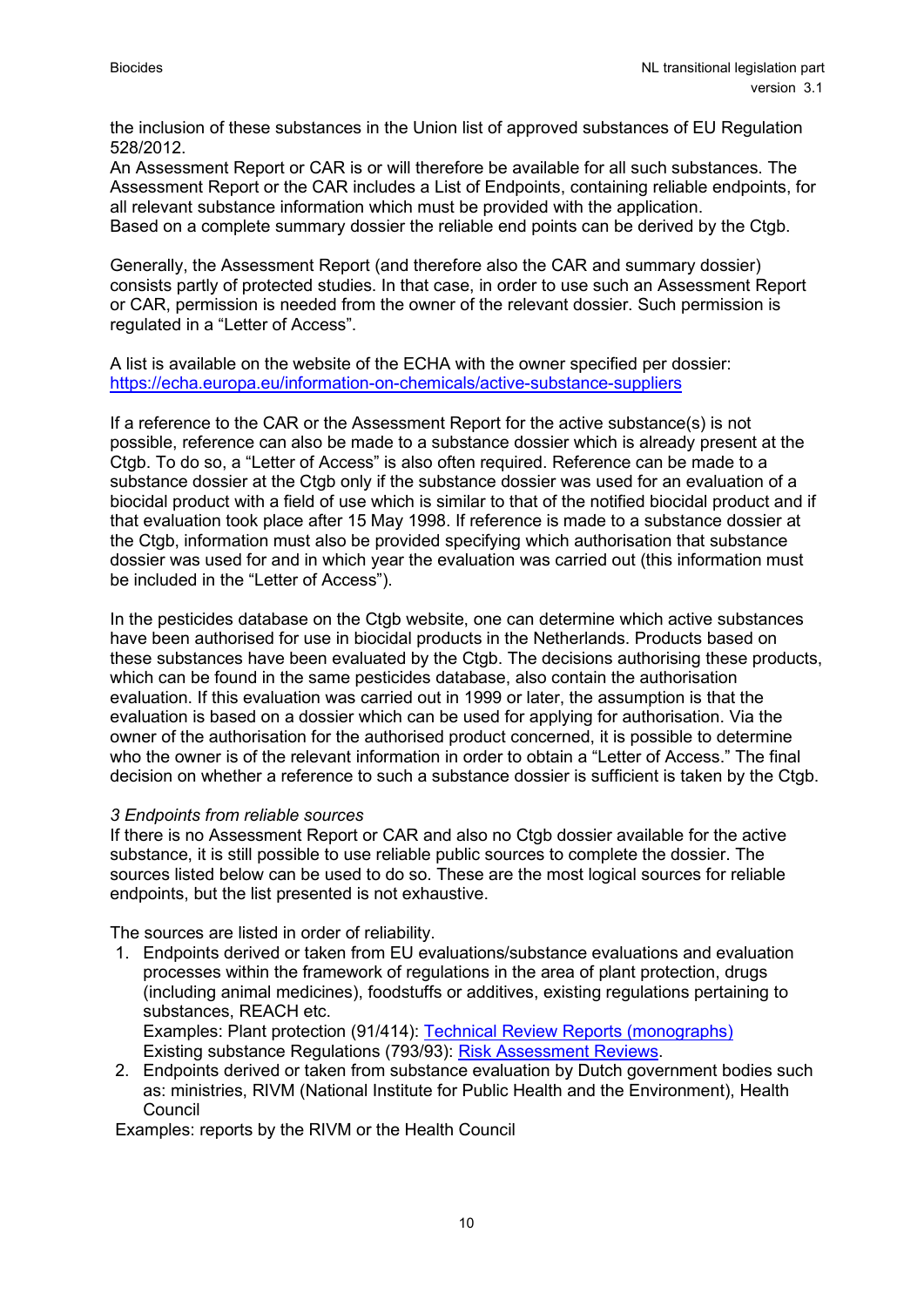the inclusion of these substances in the Union list of approved substances of EU Regulation 528/2012.
An Assessment Report or CAR is or will therefore be available for all such substances. The Assessment Report or the CAR includes a List of Endpoints, containing reliable endpoints, for all relevant substance information which must be provided with the application.
Based on a complete summary dossier the reliable end points can be derived by the Ctgb.

Generally, the Assessment Report (and therefore also the CAR and summary dossier) consists partly of protected studies. In that case, in order to use such an Assessment Report or CAR, permission is needed from the owner of the relevant dossier. Such permission is regulated in a “Letter of Access”.

A list is available on the website of the ECHA with the owner specified per dossier:
https://echa.europa.eu/information-on-chemicals/active-substance-suppliers

If a reference to the CAR or the Assessment Report for the active substance(s) is not possible, reference can also be made to a substance dossier which is already present at the Ctgb. To do so, a “Letter of Access” is also often required. Reference can be made to a substance dossier at the Ctgb only if the substance dossier was used for an evaluation of a biocidal product with a field of use which is similar to that of the notified biocidal product and if that evaluation took place after 15 May 1998. If reference is made to a substance dossier at the Ctgb, information must also be provided specifying which authorisation that substance dossier was used for and in which year the evaluation was carried out (this information must be included in the “Letter of Access”).

In the pesticides database on the Ctgb website, one can determine which active substances have been authorised for use in biocidal products in the Netherlands. Products based on these substances have been evaluated by the Ctgb. The decisions authorising these products, which can be found in the same pesticides database, also contain the authorisation evaluation. If this evaluation was carried out in 1999 or later, the assumption is that the evaluation is based on a dossier which can be used for applying for authorisation. Via the owner of the authorisation for the authorised product concerned, it is possible to determine who the owner is of the relevant information in order to obtain a “Letter of Access.” The final decision on whether a reference to such a substance dossier is sufficient is taken by the Ctgb.

*3 Endpoints from reliable sources*

If there is no Assessment Report or CAR and also no Ctgb dossier available for the active substance, it is still possible to use reliable public sources to complete the dossier. The sources listed below can be used to do so. These are the most logical sources for reliable endpoints, but the list presented is not exhaustive.

The sources are listed in order of reliability.

1. Endpoints derived or taken from EU evaluations/substance evaluations and evaluation processes within the framework of regulations in the area of plant protection, drugs (including animal medicines), foodstuffs or additives, existing regulations pertaining to substances, REACH etc.
   Examples: Plant protection (91/414): Technical Review Reports (monographs)
   Existing substance Regulations (793/93): Risk Assessment Reviews.
2. Endpoints derived or taken from substance evaluation by Dutch government bodies such as: ministries, RIVM (National Institute for Public Health and the Environment), Health Council

Examples: reports by the RIVM or the Health Council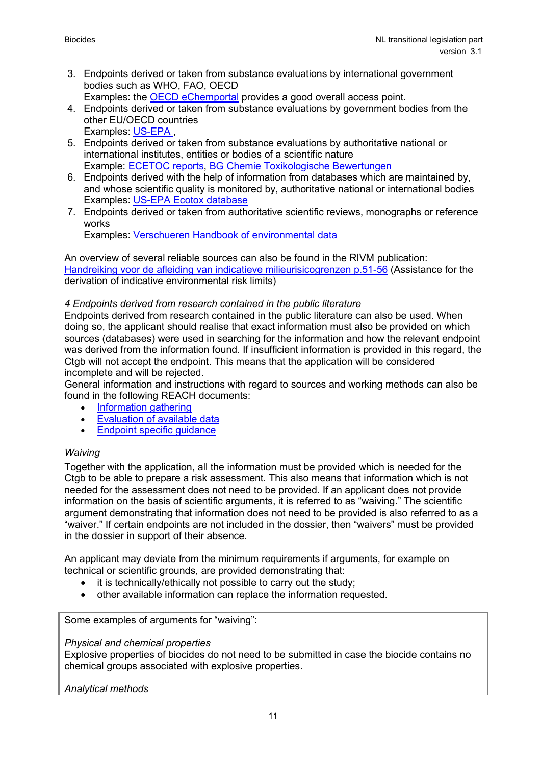3. Endpoints derived or taken from substance evaluations by international government bodies such as WHO, FAO, OECD
   Examples: the OECD eChemportal provides a good overall access point.
4. Endpoints derived or taken from substance evaluations by government bodies from the other EU/OECD countries
   Examples: US-EPA ,
5. Endpoints derived or taken from substance evaluations by authoritative national or international institutes, entities or bodies of a scientific nature
   Example: ECETOC reports, BG Chemie Toxikologische Bewertungen
6. Endpoints derived with the help of information from databases which are maintained by, and whose scientific quality is monitored by, authoritative national or international bodies
   Examples: US-EPA Ecotox database
7. Endpoints derived or taken from authoritative scientific reviews, monographs or reference works
   Examples: Verschueren Handbook of environmental data

An overview of several reliable sources can also be found in the RIVM publication: Handreiking voor de afleiding van indicatieve milieurisicogrenzen p.51-56 (Assistance for the derivation of indicative environmental risk limits)

*4 Endpoints derived from research contained in the public literature*
Endpoints derived from research contained in the public literature can also be used. When doing so, the applicant should realise that exact information must also be provided on which sources (databases) were used in searching for the information and how the relevant endpoint was derived from the information found. If insufficient information is provided in this regard, the Ctgb will not accept the endpoint. This means that the application will be considered incomplete and will be rejected.
General information and instructions with regard to sources and working methods can also be found in the following REACH documents:

- Information gathering
- Evaluation of available data
- Endpoint specific guidance

*Waiving*
Together with the application, all the information must be provided which is needed for the Ctgb to be able to prepare a risk assessment. This also means that information which is not needed for the assessment does not need to be provided. If an applicant does not provide information on the basis of scientific arguments, it is referred to as "waiving." The scientific argument demonstrating that information does not need to be provided is also referred to as a "waiver." If certain endpoints are not included in the dossier, then "waivers" must be provided in the dossier in support of their absence.

An applicant may deviate from the minimum requirements if arguments, for example on technical or scientific grounds, are provided demonstrating that:

- it is technically/ethically not possible to carry out the study;
- other available information can replace the information requested.

Some examples of arguments for "waiving":

*Physical and chemical properties*
Explosive properties of biocides do not need to be submitted in case the biocide contains no chemical groups associated with explosive properties.

*Analytical methods*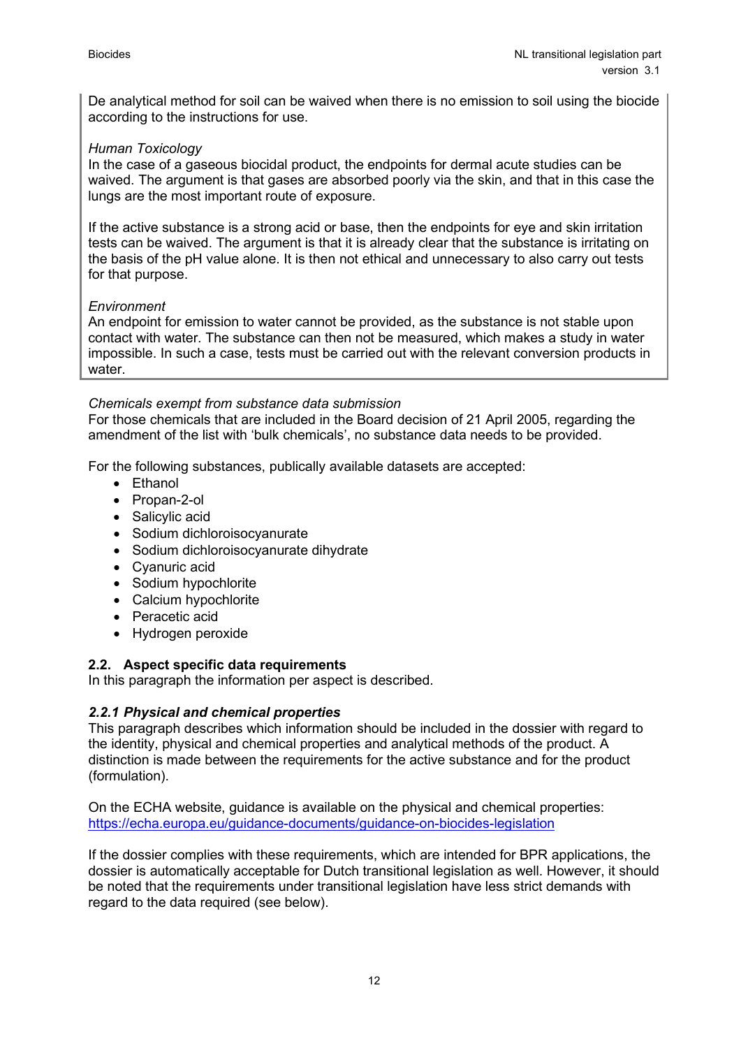De analytical method for soil can be waived when there is no emission to soil using the biocide according to the instructions for use.

*Human Toxicology*
In the case of a gaseous biocidal product, the endpoints for dermal acute studies can be waived. The argument is that gases are absorbed poorly via the skin, and that in this case the lungs are the most important route of exposure.

If the active substance is a strong acid or base, then the endpoints for eye and skin irritation tests can be waived. The argument is that it is already clear that the substance is irritating on the basis of the pH value alone. It is then not ethical and unnecessary to also carry out tests for that purpose.

*Environment*
An endpoint for emission to water cannot be provided, as the substance is not stable upon contact with water. The substance can then not be measured, which makes a study in water impossible. In such a case, tests must be carried out with the relevant conversion products in water.

*Chemicals exempt from substance data submission*
For those chemicals that are included in the Board decision of 21 April 2005, regarding the amendment of the list with 'bulk chemicals', no substance data needs to be provided.

For the following substances, publically available datasets are accepted:

- Ethanol
- Propan-2-ol
- Salicylic acid
- Sodium dichloroisocyanurate
- Sodium dichloroisocyanurate dihydrate
- Cyanuric acid
- Sodium hypochlorite
- Calcium hypochlorite
- Peracetic acid
- Hydrogen peroxide

## 2.2. Aspect specific data requirements

In this paragraph the information per aspect is described.

### *2.2.1 Physical and chemical properties*

This paragraph describes which information should be included in the dossier with regard to the identity, physical and chemical properties and analytical methods of the product. A distinction is made between the requirements for the active substance and for the product (formulation).

On the ECHA website, guidance is available on the physical and chemical properties:
https://echa.europa.eu/guidance-documents/guidance-on-biocides-legislation

If the dossier complies with these requirements, which are intended for BPR applications, the dossier is automatically acceptable for Dutch transitional legislation as well. However, it should be noted that the requirements under transitional legislation have less strict demands with regard to the data required (see below).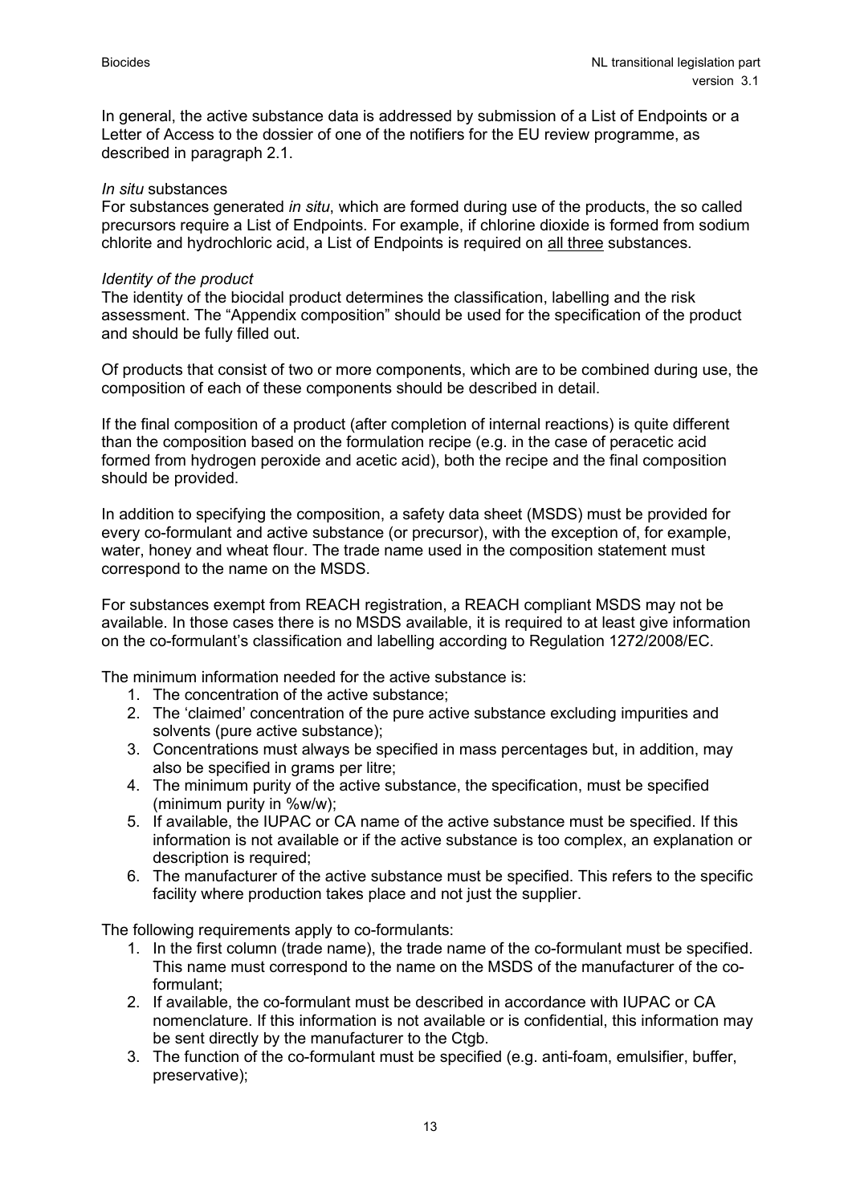In general, the active substance data is addressed by submission of a List of Endpoints or a Letter of Access to the dossier of one of the notifiers for the EU review programme, as described in paragraph 2.1.

*In situ* substances
For substances generated *in situ*, which are formed during use of the products, the so called precursors require a List of Endpoints. For example, if chlorine dioxide is formed from sodium chlorite and hydrochloric acid, a List of Endpoints is required on all three substances.

*Identity of the product*
The identity of the biocidal product determines the classification, labelling and the risk assessment. The "Appendix composition" should be used for the specification of the product and should be fully filled out.

Of products that consist of two or more components, which are to be combined during use, the composition of each of these components should be described in detail.

If the final composition of a product (after completion of internal reactions) is quite different than the composition based on the formulation recipe (e.g. in the case of peracetic acid formed from hydrogen peroxide and acetic acid), both the recipe and the final composition should be provided.

In addition to specifying the composition, a safety data sheet (MSDS) must be provided for every co-formulant and active substance (or precursor), with the exception of, for example, water, honey and wheat flour. The trade name used in the composition statement must correspond to the name on the MSDS.

For substances exempt from REACH registration, a REACH compliant MSDS may not be available. In those cases there is no MSDS available, it is required to at least give information on the co-formulant's classification and labelling according to Regulation 1272/2008/EC.

The minimum information needed for the active substance is:

1. The concentration of the active substance;
2. The 'claimed' concentration of the pure active substance excluding impurities and solvents (pure active substance);
3. Concentrations must always be specified in mass percentages but, in addition, may also be specified in grams per litre;
4. The minimum purity of the active substance, the specification, must be specified (minimum purity in %w/w);
5. If available, the IUPAC or CA name of the active substance must be specified. If this information is not available or if the active substance is too complex, an explanation or description is required;
6. The manufacturer of the active substance must be specified. This refers to the specific facility where production takes place and not just the supplier.

The following requirements apply to co-formulants:

1. In the first column (trade name), the trade name of the co-formulant must be specified. This name must correspond to the name on the MSDS of the manufacturer of the co-formulant;
2. If available, the co-formulant must be described in accordance with IUPAC or CA nomenclature. If this information is not available or is confidential, this information may be sent directly by the manufacturer to the Ctgb.
3. The function of the co-formulant must be specified (e.g. anti-foam, emulsifier, buffer, preservative);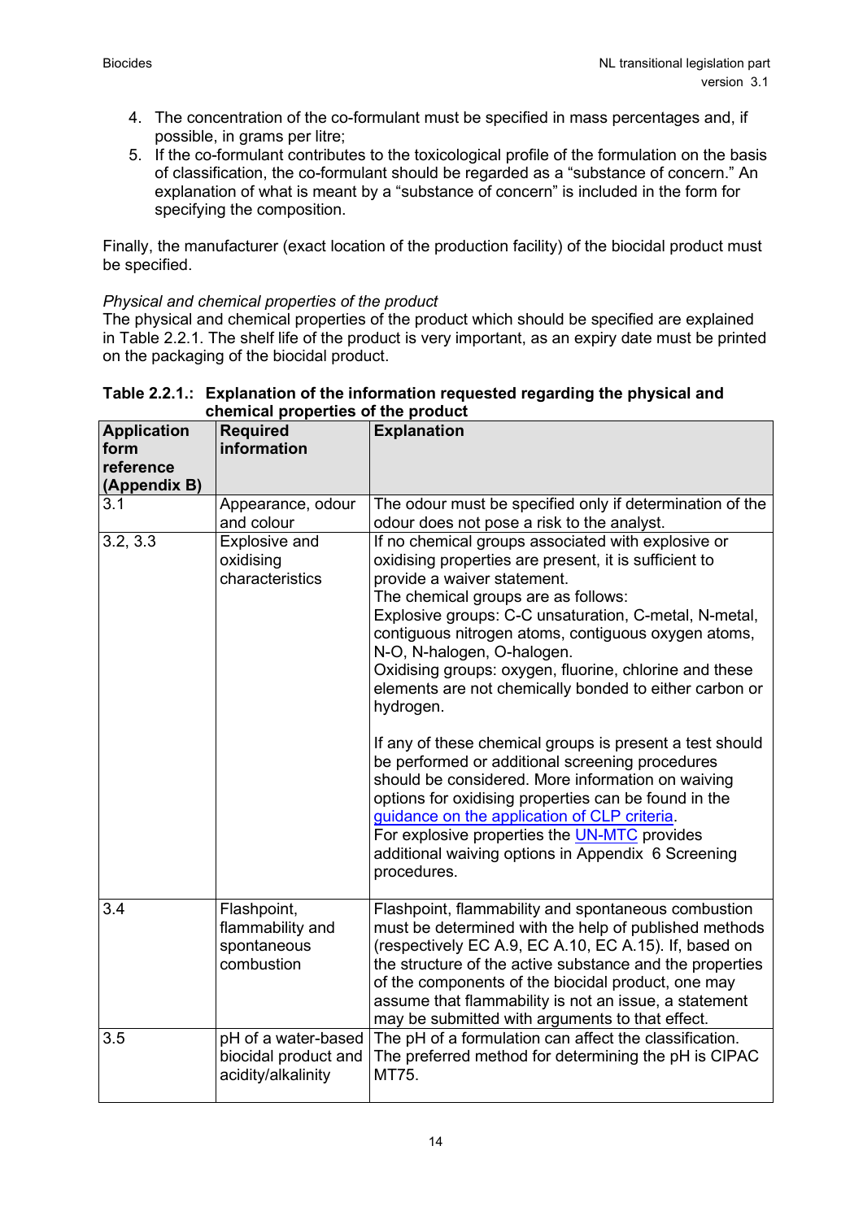4. The concentration of the co-formulant must be specified in mass percentages and, if possible, in grams per litre;
5. If the co-formulant contributes to the toxicological profile of the formulation on the basis of classification, the co-formulant should be regarded as a “substance of concern.” An explanation of what is meant by a “substance of concern” is included in the form for specifying the composition.

Finally, the manufacturer (exact location of the production facility) of the biocidal product must be specified.

*Physical and chemical properties of the product*
The physical and chemical properties of the product which should be specified are explained in Table 2.2.1. The shelf life of the product is very important, as an expiry date must be printed on the packaging of the biocidal product.

**Table 2.2.1.: Explanation of the information requested regarding the physical and chemical properties of the product**

| Application form reference (Appendix B) | Required information | Explanation |
|---|---|---|
| 3.1 | Appearance, odour and colour | The odour must be specified only if determination of the odour does not pose a risk to the analyst. |
| 3.2, 3.3 | Explosive and oxidising characteristics | If no chemical groups associated with explosive or oxidising properties are present, it is sufficient to provide a waiver statement.<br>The chemical groups are as follows:<br>Explosive groups: C-C unsaturation, C-metal, N-metal, contiguous nitrogen atoms, contiguous oxygen atoms, N-O, N-halogen, O-halogen.<br>Oxidising groups: oxygen, fluorine, chlorine and these elements are not chemically bonded to either carbon or hydrogen.<br><br>If any of these chemical groups is present a test should be performed or additional screening procedures should be considered. More information on waiving options for oxidising properties can be found in the guidance on the application of CLP criteria.<br>For explosive properties the UN-MTC provides additional waiving options in Appendix 6 Screening procedures. |
| 3.4 | Flashpoint, flammability and spontaneous combustion | Flashpoint, flammability and spontaneous combustion must be determined with the help of published methods (respectively EC A.9, EC A.10, EC A.15). If, based on the structure of the active substance and the properties of the components of the biocidal product, one may assume that flammability is not an issue, a statement may be submitted with arguments to that effect. |
| 3.5 | pH of a water-based biocidal product and acidity/alkalinity | The pH of a formulation can affect the classification. The preferred method for determining the pH is CIPAC MT75. |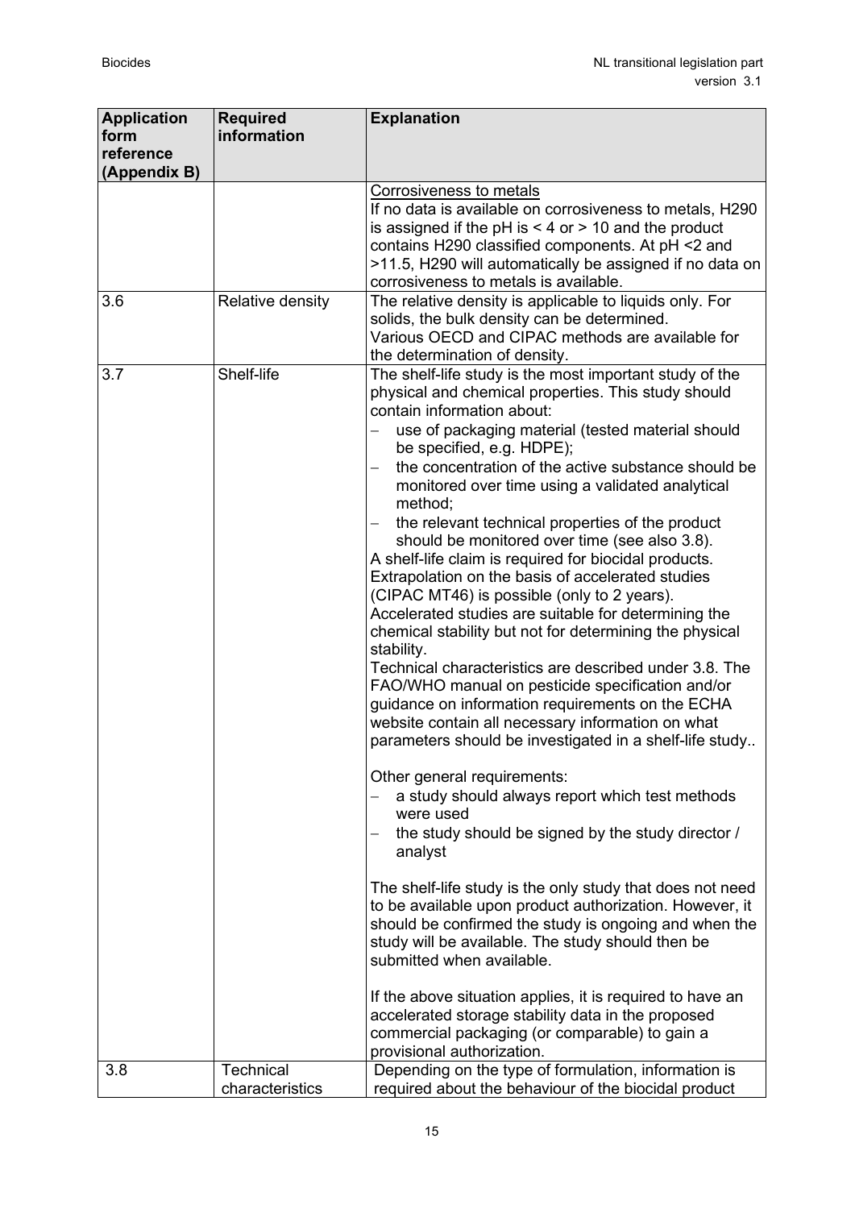| Application form reference (Appendix B) | Required information | Explanation |
|---|---|---|
| | | Corrosiveness to metals<br>If no data is available on corrosiveness to metals, H290 is assigned if the pH is < 4 or > 10 and the product contains H290 classified components. At pH <2 and >11.5, H290 will automatically be assigned if no data on corrosiveness to metals is available. |
| 3.6 | Relative density | The relative density is applicable to liquids only. For solids, the bulk density can be determined.<br>Various OECD and CIPAC methods are available for the determination of density. |
| 3.7 | Shelf-life | The shelf-life study is the most important study of the physical and chemical properties. This study should contain information about:<br>– use of packaging material (tested material should be specified, e.g. HDPE);<br>– the concentration of the active substance should be monitored over time using a validated analytical method;<br>– the relevant technical properties of the product should be monitored over time (see also 3.8).<br>A shelf-life claim is required for biocidal products. Extrapolation on the basis of accelerated studies (CIPAC MT46) is possible (only to 2 years).<br>Accelerated studies are suitable for determining the chemical stability but not for determining the physical stability.<br>Technical characteristics are described under 3.8. The FAO/WHO manual on pesticide specification and/or guidance on information requirements on the ECHA website contain all necessary information on what parameters should be investigated in a shelf-life study..<br><br>Other general requirements:<br>– a study should always report which test methods were used<br>– the study should be signed by the study director / analyst<br><br>The shelf-life study is the only study that does not need to be available upon product authorization. However, it should be confirmed the study is ongoing and when the study will be available. The study should then be submitted when available.<br><br>If the above situation applies, it is required to have an accelerated storage stability data in the proposed commercial packaging (or comparable) to gain a provisional authorization. |
| 3.8 | Technical characteristics | Depending on the type of formulation, information is required about the behaviour of the biocidal product |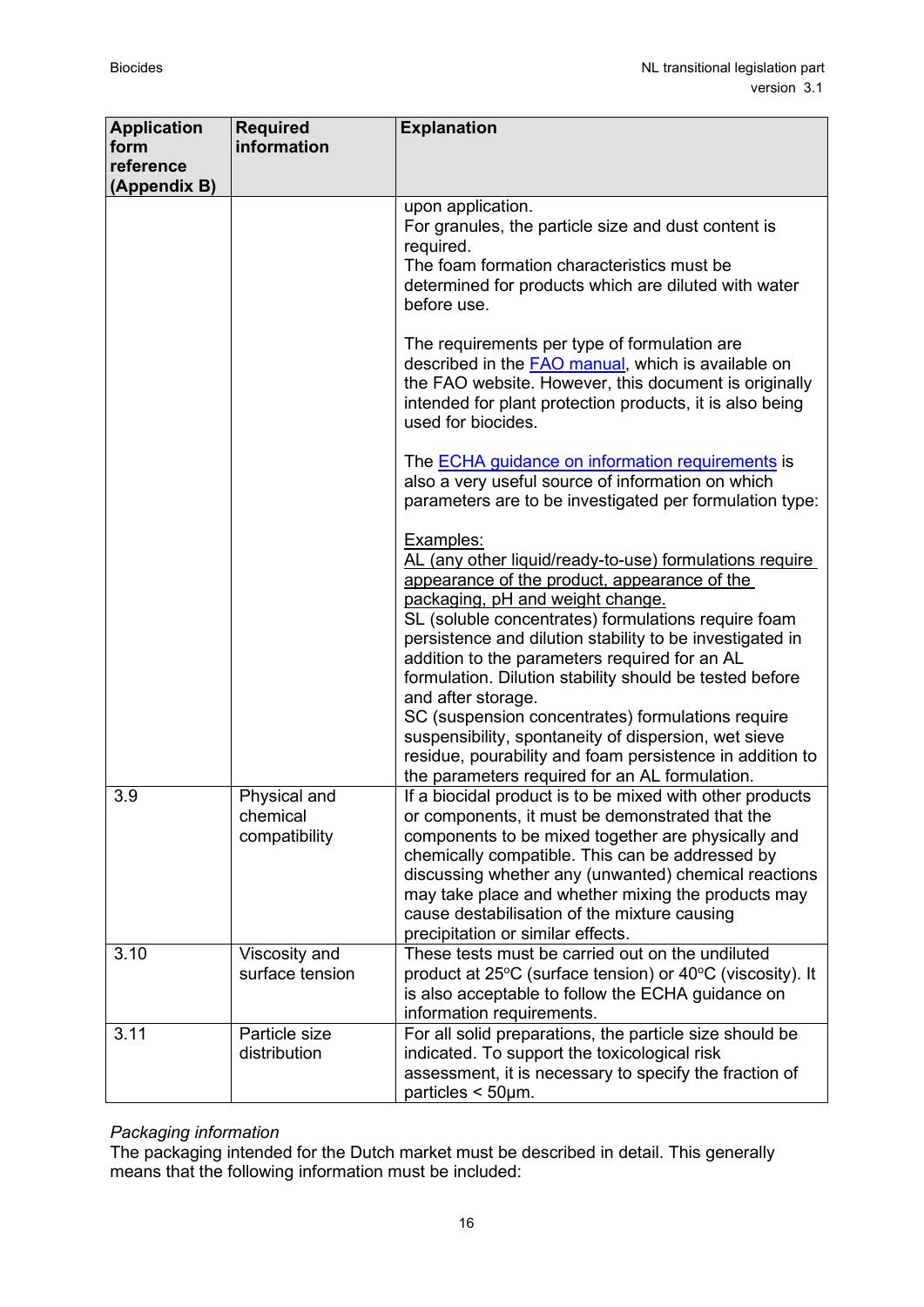| Application form reference (Appendix B) | Required information | Explanation |
|---|---|---|
| | | upon application.<br>For granules, the particle size and dust content is required.<br>The foam formation characteristics must be determined for products which are diluted with water before use.<br><br>The requirements per type of formulation are described in the FAO manual, which is available on the FAO website. However, this document is originally intended for plant protection products, it is also being used for biocides.<br><br>The ECHA guidance on information requirements is also a very useful source of information on which parameters are to be investigated per formulation type:<br><br>Examples:<br>AL (any other liquid/ready-to-use) formulations require appearance of the product, appearance of the packaging, pH and weight change.<br>SL (soluble concentrates) formulations require foam persistence and dilution stability to be investigated in addition to the parameters required for an AL formulation. Dilution stability should be tested before and after storage.<br>SC (suspension concentrates) formulations require suspensibility, spontaneity of dispersion, wet sieve residue, pourability and foam persistence in addition to the parameters required for an AL formulation. |
| 3.9 | Physical and chemical compatibility | If a biocidal product is to be mixed with other products or components, it must be demonstrated that the components to be mixed together are physically and chemically compatible. This can be addressed by discussing whether any (unwanted) chemical reactions may take place and whether mixing the products may cause destabilisation of the mixture causing precipitation or similar effects. |
| 3.10 | Viscosity and surface tension | These tests must be carried out on the undiluted product at 25°C (surface tension) or 40°C (viscosity). It is also acceptable to follow the ECHA guidance on information requirements. |
| 3.11 | Particle size distribution | For all solid preparations, the particle size should be indicated. To support the toxicological risk assessment, it is necessary to specify the fraction of particles < 50µm. |

*Packaging information*

The packaging intended for the Dutch market must be described in detail. This generally means that the following information must be included: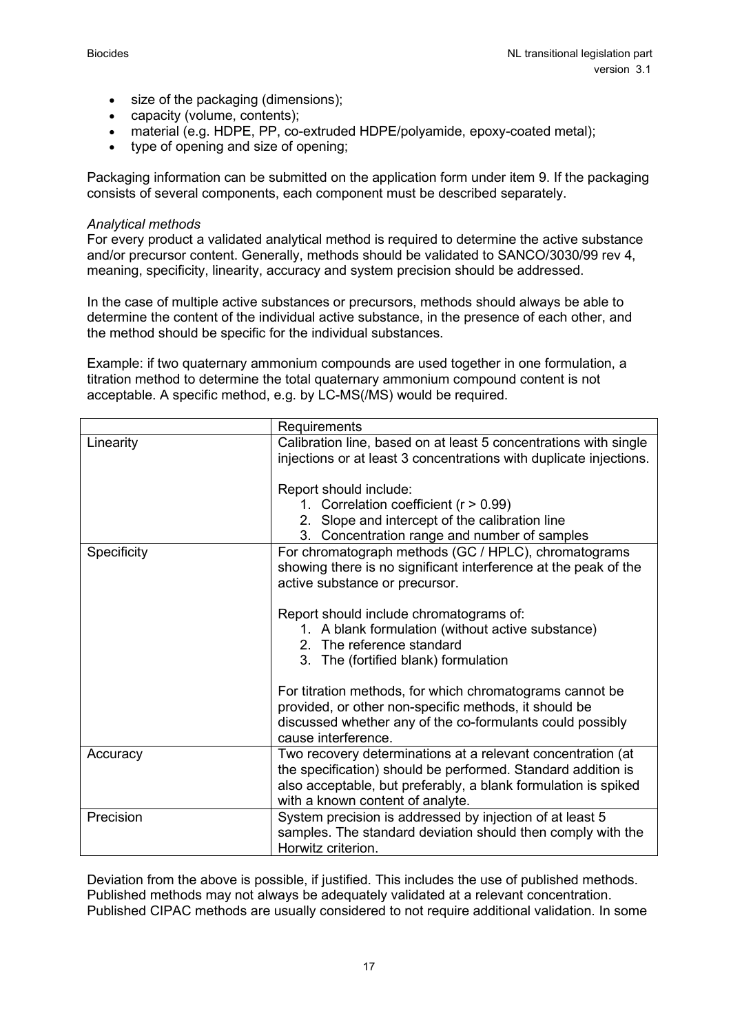- size of the packaging (dimensions);
- capacity (volume, contents);
- material (e.g. HDPE, PP, co-extruded HDPE/polyamide, epoxy-coated metal);
- type of opening and size of opening;

Packaging information can be submitted on the application form under item 9. If the packaging consists of several components, each component must be described separately.

*Analytical methods*
For every product a validated analytical method is required to determine the active substance and/or precursor content. Generally, methods should be validated to SANCO/3030/99 rev 4, meaning, specificity, linearity, accuracy and system precision should be addressed.

In the case of multiple active substances or precursors, methods should always be able to determine the content of the individual active substance, in the presence of each other, and the method should be specific for the individual substances.

Example: if two quaternary ammonium compounds are used together in one formulation, a titration method to determine the total quaternary ammonium compound content is not acceptable. A specific method, e.g. by LC-MS(/MS) would be required.

| | Requirements |
|---|---|
| Linearity | Calibration line, based on at least 5 concentrations with single injections or at least 3 concentrations with duplicate injections.<br><br>Report should include:<br>1. Correlation coefficient ($r > 0.99$)<br>2. Slope and intercept of the calibration line<br>3. Concentration range and number of samples |
| Specificity | For chromatograph methods (GC / HPLC), chromatograms showing there is no significant interference at the peak of the active substance or precursor.<br><br>Report should include chromatograms of:<br>1. A blank formulation (without active substance)<br>2. The reference standard<br>3. The (fortified blank) formulation<br><br>For titration methods, for which chromatograms cannot be provided, or other non-specific methods, it should be discussed whether any of the co-formulants could possibly cause interference. |
| Accuracy | Two recovery determinations at a relevant concentration (at the specification) should be performed. Standard addition is also acceptable, but preferably, a blank formulation is spiked with a known content of analyte. |
| Precision | System precision is addressed by injection of at least 5 samples. The standard deviation should then comply with the Horwitz criterion. |

Deviation from the above is possible, if justified. This includes the use of published methods. Published methods may not always be adequately validated at a relevant concentration. Published CIPAC methods are usually considered to not require additional validation. In some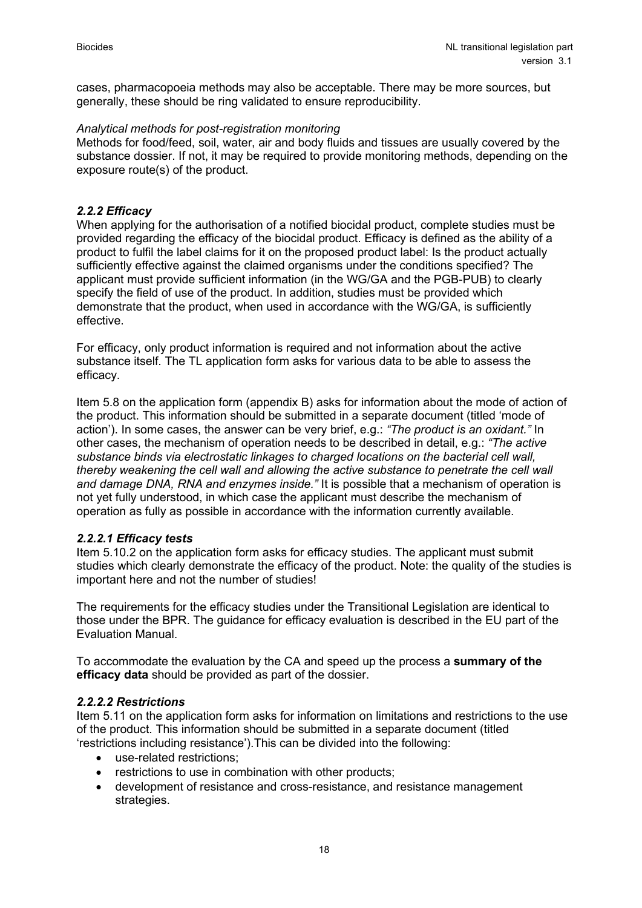cases, pharmacopoeia methods may also be acceptable. There may be more sources, but generally, these should be ring validated to ensure reproducibility.

*Analytical methods for post-registration monitoring*
Methods for food/feed, soil, water, air and body fluids and tissues are usually covered by the substance dossier. If not, it may be required to provide monitoring methods, depending on the exposure route(s) of the product.

### *2.2.2 Efficacy*

When applying for the authorisation of a notified biocidal product, complete studies must be provided regarding the efficacy of the biocidal product. Efficacy is defined as the ability of a product to fulfil the label claims for it on the proposed product label: Is the product actually sufficiently effective against the claimed organisms under the conditions specified? The applicant must provide sufficient information (in the WG/GA and the PGB-PUB) to clearly specify the field of use of the product. In addition, studies must be provided which demonstrate that the product, when used in accordance with the WG/GA, is sufficiently effective.

For efficacy, only product information is required and not information about the active substance itself. The TL application form asks for various data to be able to assess the efficacy.

Item 5.8 on the application form (appendix B) asks for information about the mode of action of the product. This information should be submitted in a separate document (titled 'mode of action'). In some cases, the answer can be very brief, e.g.: *"The product is an oxidant."* In other cases, the mechanism of operation needs to be described in detail, e.g.: *"The active substance binds via electrostatic linkages to charged locations on the bacterial cell wall, thereby weakening the cell wall and allowing the active substance to penetrate the cell wall and damage DNA, RNA and enzymes inside."* It is possible that a mechanism of operation is not yet fully understood, in which case the applicant must describe the mechanism of operation as fully as possible in accordance with the information currently available.

#### *2.2.2.1 Efficacy tests*

Item 5.10.2 on the application form asks for efficacy studies. The applicant must submit studies which clearly demonstrate the efficacy of the product. Note: the quality of the studies is important here and not the number of studies!

The requirements for the efficacy studies under the Transitional Legislation are identical to those under the BPR. The guidance for efficacy evaluation is described in the EU part of the Evaluation Manual.

To accommodate the evaluation by the CA and speed up the process a **summary of the efficacy data** should be provided as part of the dossier.

#### *2.2.2.2 Restrictions*

Item 5.11 on the application form asks for information on limitations and restrictions to the use of the product. This information should be submitted in a separate document (titled 'restrictions including resistance').This can be divided into the following:

- use-related restrictions;
- restrictions to use in combination with other products;
- development of resistance and cross-resistance, and resistance management strategies.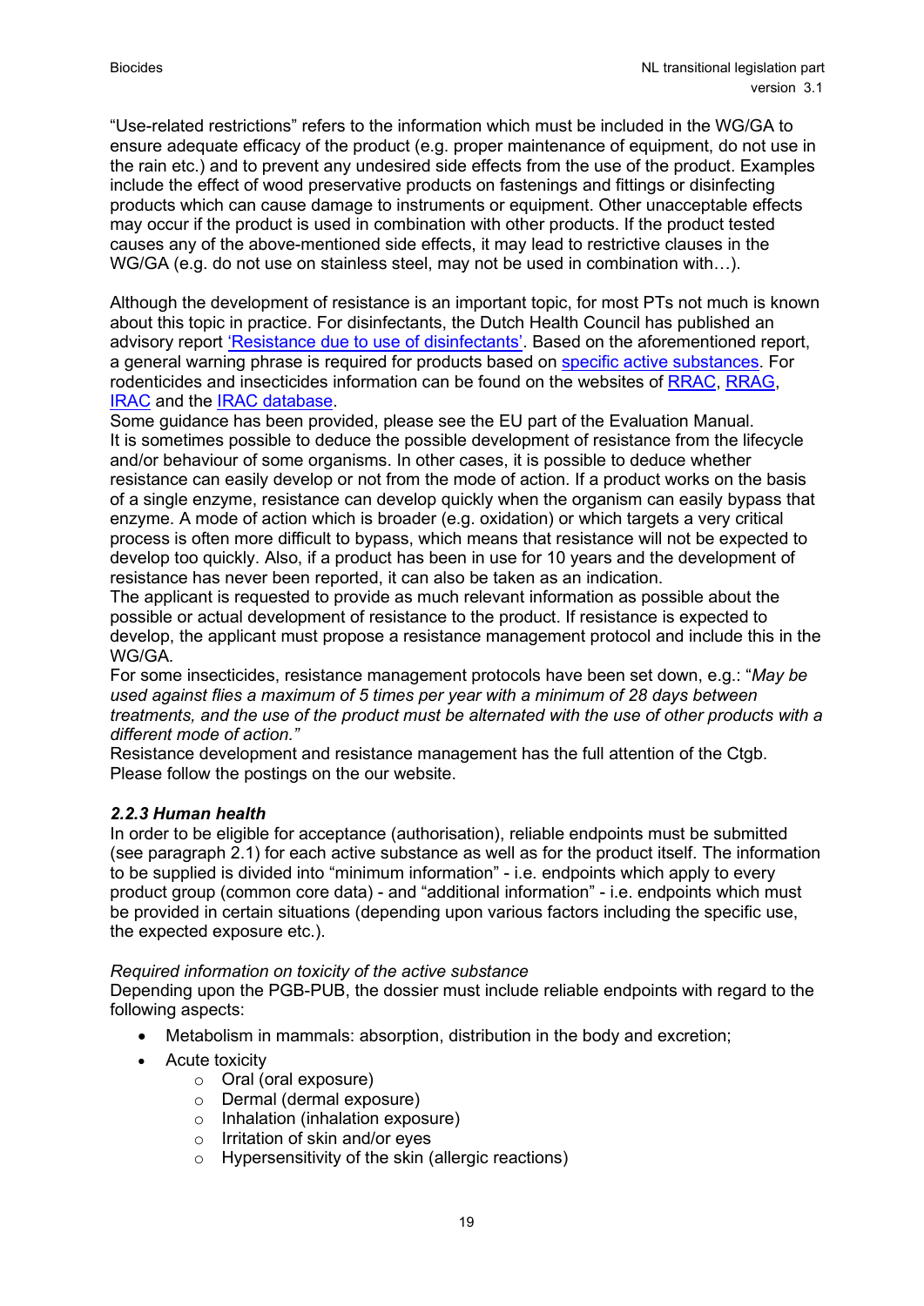"Use-related restrictions" refers to the information which must be included in the WG/GA to ensure adequate efficacy of the product (e.g. proper maintenance of equipment, do not use in the rain etc.) and to prevent any undesired side effects from the use of the product. Examples include the effect of wood preservative products on fastenings and fittings or disinfecting products which can cause damage to instruments or equipment. Other unacceptable effects may occur if the product is used in combination with other products. If the product tested causes any of the above-mentioned side effects, it may lead to restrictive clauses in the WG/GA (e.g. do not use on stainless steel, may not be used in combination with…).

Although the development of resistance is an important topic, for most PTs not much is known about this topic in practice. For disinfectants, the Dutch Health Council has published an advisory report 'Resistance due to use of disinfectants'. Based on the aforementioned report, a general warning phrase is required for products based on specific active substances. For rodenticides and insecticides information can be found on the websites of RRAC, RRAG, IRAC and the IRAC database.
Some guidance has been provided, please see the EU part of the Evaluation Manual.
It is sometimes possible to deduce the possible development of resistance from the lifecycle and/or behaviour of some organisms. In other cases, it is possible to deduce whether resistance can easily develop or not from the mode of action. If a product works on the basis of a single enzyme, resistance can develop quickly when the organism can easily bypass that enzyme. A mode of action which is broader (e.g. oxidation) or which targets a very critical process is often more difficult to bypass, which means that resistance will not be expected to develop too quickly. Also, if a product has been in use for 10 years and the development of resistance has never been reported, it can also be taken as an indication.
The applicant is requested to provide as much relevant information as possible about the possible or actual development of resistance to the product. If resistance is expected to develop, the applicant must propose a resistance management protocol and include this in the WG/GA.
For some insecticides, resistance management protocols have been set down, e.g.: "*May be used against flies a maximum of 5 times per year with a minimum of 28 days between treatments, and the use of the product must be alternated with the use of other products with a different mode of action.*"
Resistance development and resistance management has the full attention of the Ctgb. Please follow the postings on the our website.

### *2.2.3 Human health*

In order to be eligible for acceptance (authorisation), reliable endpoints must be submitted (see paragraph 2.1) for each active substance as well as for the product itself. The information to be supplied is divided into "minimum information" - i.e. endpoints which apply to every product group (common core data) - and "additional information" - i.e. endpoints which must be provided in certain situations (depending upon various factors including the specific use, the expected exposure etc.).

*Required information on toxicity of the active substance*
Depending upon the PGB-PUB, the dossier must include reliable endpoints with regard to the following aspects:

- Metabolism in mammals: absorption, distribution in the body and excretion;
- Acute toxicity
  - Oral (oral exposure)
  - Dermal (dermal exposure)
  - Inhalation (inhalation exposure)
  - Irritation of skin and/or eyes
  - Hypersensitivity of the skin (allergic reactions)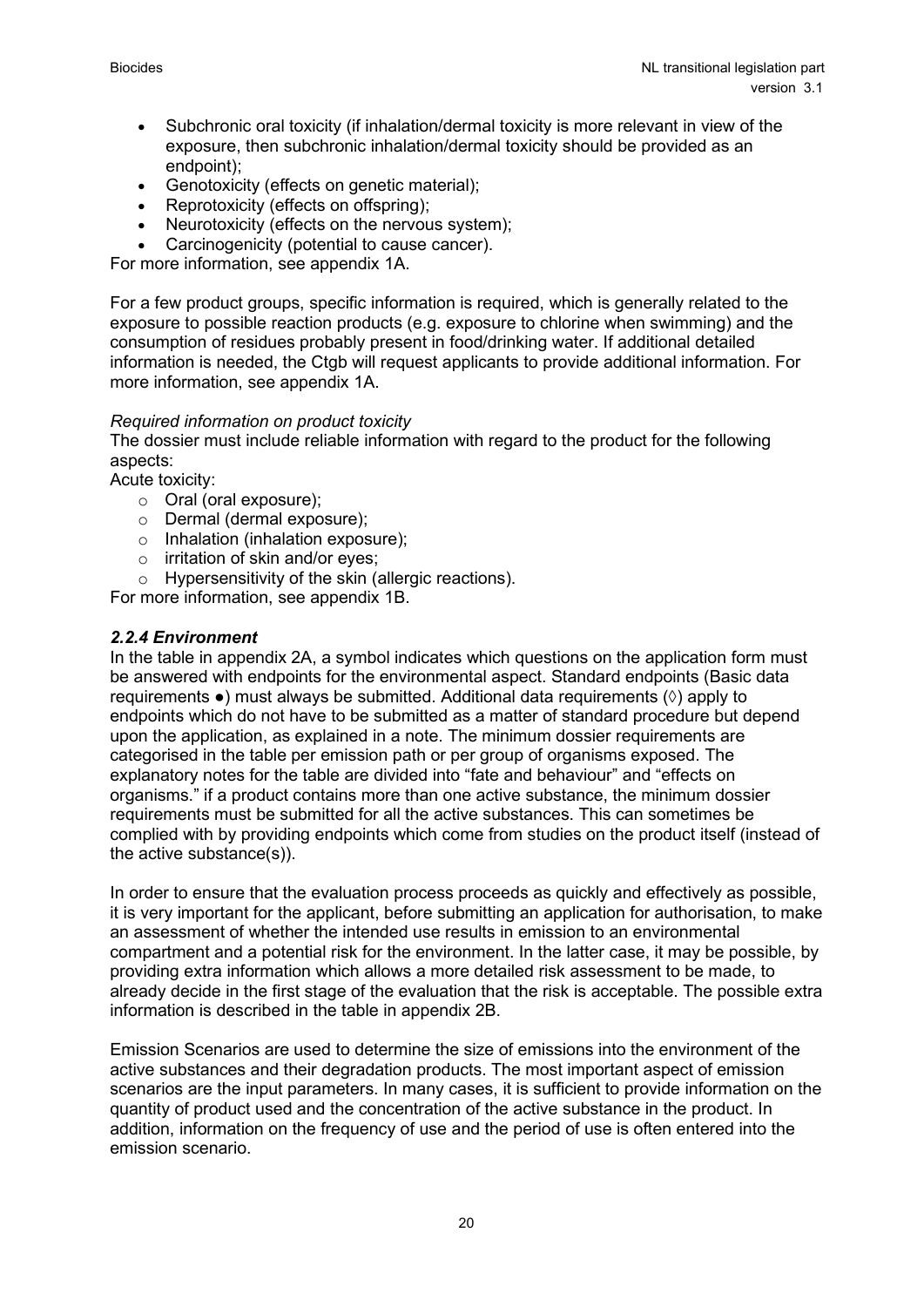- Subchronic oral toxicity (if inhalation/dermal toxicity is more relevant in view of the exposure, then subchronic inhalation/dermal toxicity should be provided as an endpoint);
- Genotoxicity (effects on genetic material);
- Reprotoxicity (effects on offspring);
- Neurotoxicity (effects on the nervous system);
- Carcinogenicity (potential to cause cancer).

For more information, see appendix 1A.

For a few product groups, specific information is required, which is generally related to the exposure to possible reaction products (e.g. exposure to chlorine when swimming) and the consumption of residues probably present in food/drinking water. If additional detailed information is needed, the Ctgb will request applicants to provide additional information. For more information, see appendix 1A.

*Required information on product toxicity*

The dossier must include reliable information with regard to the product for the following aspects:

Acute toxicity:

- Oral (oral exposure);
- Dermal (dermal exposure);
- Inhalation (inhalation exposure);
- irritation of skin and/or eyes;
- Hypersensitivity of the skin (allergic reactions).

For more information, see appendix 1B.

### *2.2.4 Environment*

In the table in appendix 2A, a symbol indicates which questions on the application form must be answered with endpoints for the environmental aspect. Standard endpoints (Basic data requirements ●) must always be submitted. Additional data requirements (◊) apply to endpoints which do not have to be submitted as a matter of standard procedure but depend upon the application, as explained in a note. The minimum dossier requirements are categorised in the table per emission path or per group of organisms exposed. The explanatory notes for the table are divided into "fate and behaviour" and "effects on organisms." if a product contains more than one active substance, the minimum dossier requirements must be submitted for all the active substances. This can sometimes be complied with by providing endpoints which come from studies on the product itself (instead of the active substance(s)).

In order to ensure that the evaluation process proceeds as quickly and effectively as possible, it is very important for the applicant, before submitting an application for authorisation, to make an assessment of whether the intended use results in emission to an environmental compartment and a potential risk for the environment. In the latter case, it may be possible, by providing extra information which allows a more detailed risk assessment to be made, to already decide in the first stage of the evaluation that the risk is acceptable. The possible extra information is described in the table in appendix 2B.

Emission Scenarios are used to determine the size of emissions into the environment of the active substances and their degradation products. The most important aspect of emission scenarios are the input parameters. In many cases, it is sufficient to provide information on the quantity of product used and the concentration of the active substance in the product. In addition, information on the frequency of use and the period of use is often entered into the emission scenario.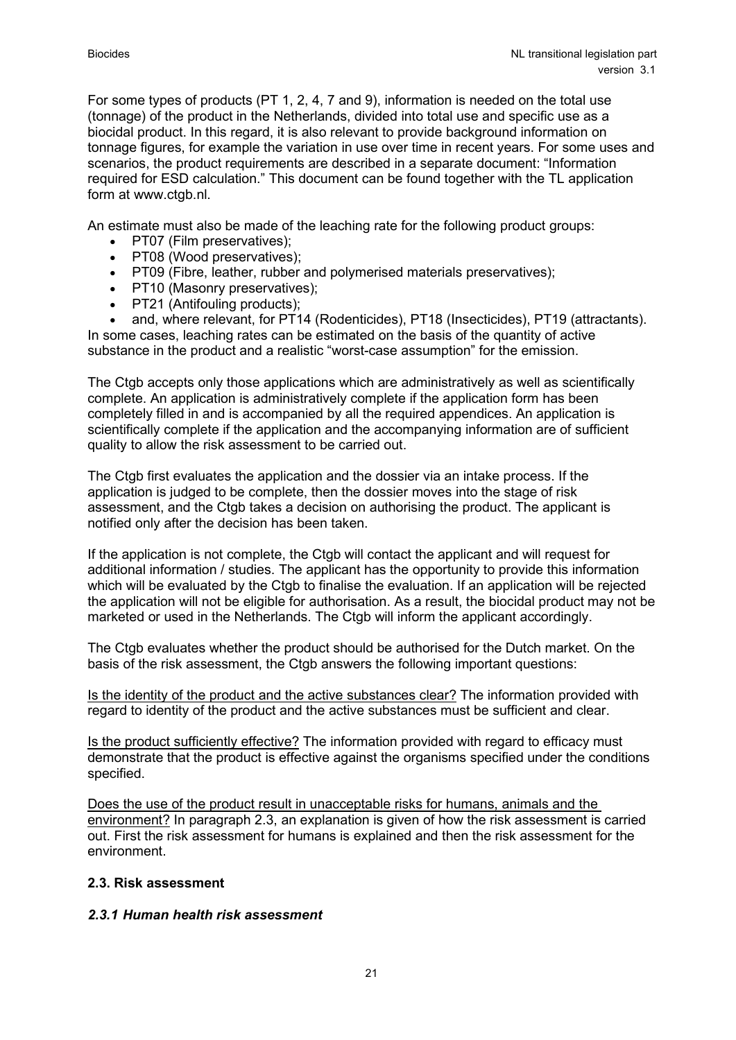For some types of products (PT 1, 2, 4, 7 and 9), information is needed on the total use (tonnage) of the product in the Netherlands, divided into total use and specific use as a biocidal product. In this regard, it is also relevant to provide background information on tonnage figures, for example the variation in use over time in recent years. For some uses and scenarios, the product requirements are described in a separate document: "Information required for ESD calculation." This document can be found together with the TL application form at www.ctgb.nl.

An estimate must also be made of the leaching rate for the following product groups:

- PT07 (Film preservatives);
- PT08 (Wood preservatives);
- PT09 (Fibre, leather, rubber and polymerised materials preservatives);
- PT10 (Masonry preservatives);
- PT21 (Antifouling products);
- and, where relevant, for PT14 (Rodenticides), PT18 (Insecticides), PT19 (attractants).

In some cases, leaching rates can be estimated on the basis of the quantity of active substance in the product and a realistic "worst-case assumption" for the emission.

The Ctgb accepts only those applications which are administratively as well as scientifically complete. An application is administratively complete if the application form has been completely filled in and is accompanied by all the required appendices. An application is scientifically complete if the application and the accompanying information are of sufficient quality to allow the risk assessment to be carried out.

The Ctgb first evaluates the application and the dossier via an intake process. If the application is judged to be complete, then the dossier moves into the stage of risk assessment, and the Ctgb takes a decision on authorising the product. The applicant is notified only after the decision has been taken.

If the application is not complete, the Ctgb will contact the applicant and will request for additional information / studies. The applicant has the opportunity to provide this information which will be evaluated by the Ctgb to finalise the evaluation. If an application will be rejected the application will not be eligible for authorisation. As a result, the biocidal product may not be marketed or used in the Netherlands. The Ctgb will inform the applicant accordingly.

The Ctgb evaluates whether the product should be authorised for the Dutch market. On the basis of the risk assessment, the Ctgb answers the following important questions:

<u>Is the identity of the product and the active substances clear?</u> The information provided with regard to identity of the product and the active substances must be sufficient and clear.

<u>Is the product sufficiently effective?</u> The information provided with regard to efficacy must demonstrate that the product is effective against the organisms specified under the conditions specified.

<u>Does the use of the product result in unacceptable risks for humans, animals and the environment?</u> In paragraph 2.3, an explanation is given of how the risk assessment is carried out. First the risk assessment for humans is explained and then the risk assessment for the environment.

### 2.3. Risk assessment

#### *2.3.1 Human health risk assessment*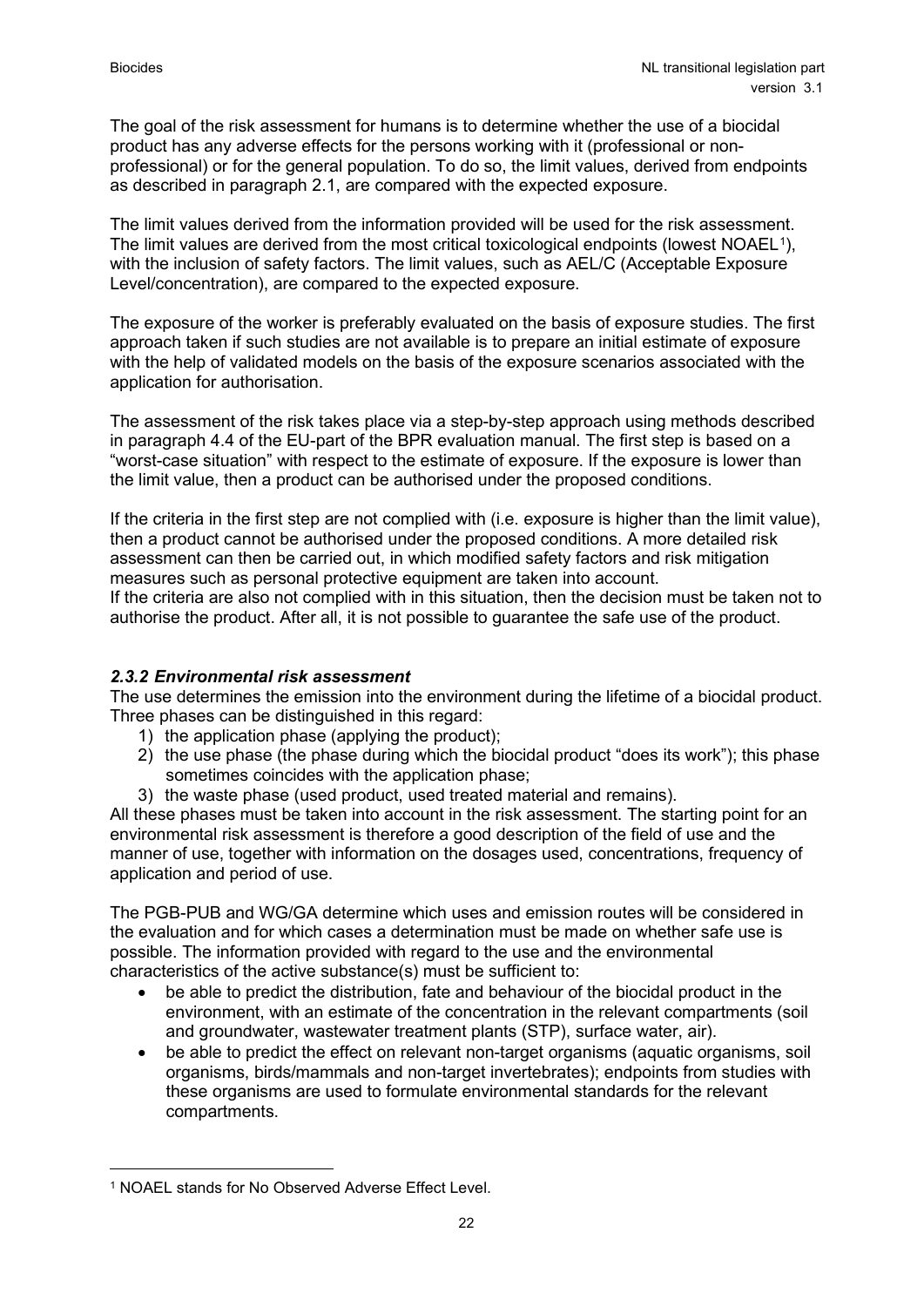The goal of the risk assessment for humans is to determine whether the use of a biocidal product has any adverse effects for the persons working with it (professional or non-professional) or for the general population. To do so, the limit values, derived from endpoints as described in paragraph 2.1, are compared with the expected exposure.

The limit values derived from the information provided will be used for the risk assessment. The limit values are derived from the most critical toxicological endpoints (lowest NOAEL[1]), with the inclusion of safety factors. The limit values, such as AEL/C (Acceptable Exposure Level/concentration), are compared to the expected exposure.

The exposure of the worker is preferably evaluated on the basis of exposure studies. The first approach taken if such studies are not available is to prepare an initial estimate of exposure with the help of validated models on the basis of the exposure scenarios associated with the application for authorisation.

The assessment of the risk takes place via a step-by-step approach using methods described in paragraph 4.4 of the EU-part of the BPR evaluation manual. The first step is based on a "worst-case situation" with respect to the estimate of exposure. If the exposure is lower than the limit value, then a product can be authorised under the proposed conditions.

If the criteria in the first step are not complied with (i.e. exposure is higher than the limit value), then a product cannot be authorised under the proposed conditions. A more detailed risk assessment can then be carried out, in which modified safety factors and risk mitigation measures such as personal protective equipment are taken into account.
If the criteria are also not complied with in this situation, then the decision must be taken not to authorise the product. After all, it is not possible to guarantee the safe use of the product.

### *2.3.2 Environmental risk assessment*

The use determines the emission into the environment during the lifetime of a biocidal product. Three phases can be distinguished in this regard:

1) the application phase (applying the product);
2) the use phase (the phase during which the biocidal product "does its work"); this phase sometimes coincides with the application phase;
3) the waste phase (used product, used treated material and remains).

All these phases must be taken into account in the risk assessment. The starting point for an environmental risk assessment is therefore a good description of the field of use and the manner of use, together with information on the dosages used, concentrations, frequency of application and period of use.

The PGB-PUB and WG/GA determine which uses and emission routes will be considered in the evaluation and for which cases a determination must be made on whether safe use is possible. The information provided with regard to the use and the environmental characteristics of the active substance(s) must be sufficient to:

- be able to predict the distribution, fate and behaviour of the biocidal product in the environment, with an estimate of the concentration in the relevant compartments (soil and groundwater, wastewater treatment plants (STP), surface water, air).
- be able to predict the effect on relevant non-target organisms (aquatic organisms, soil organisms, birds/mammals and non-target invertebrates); endpoints from studies with these organisms are used to formulate environmental standards for the relevant compartments.

---

[1] NOAEL stands for No Observed Adverse Effect Level.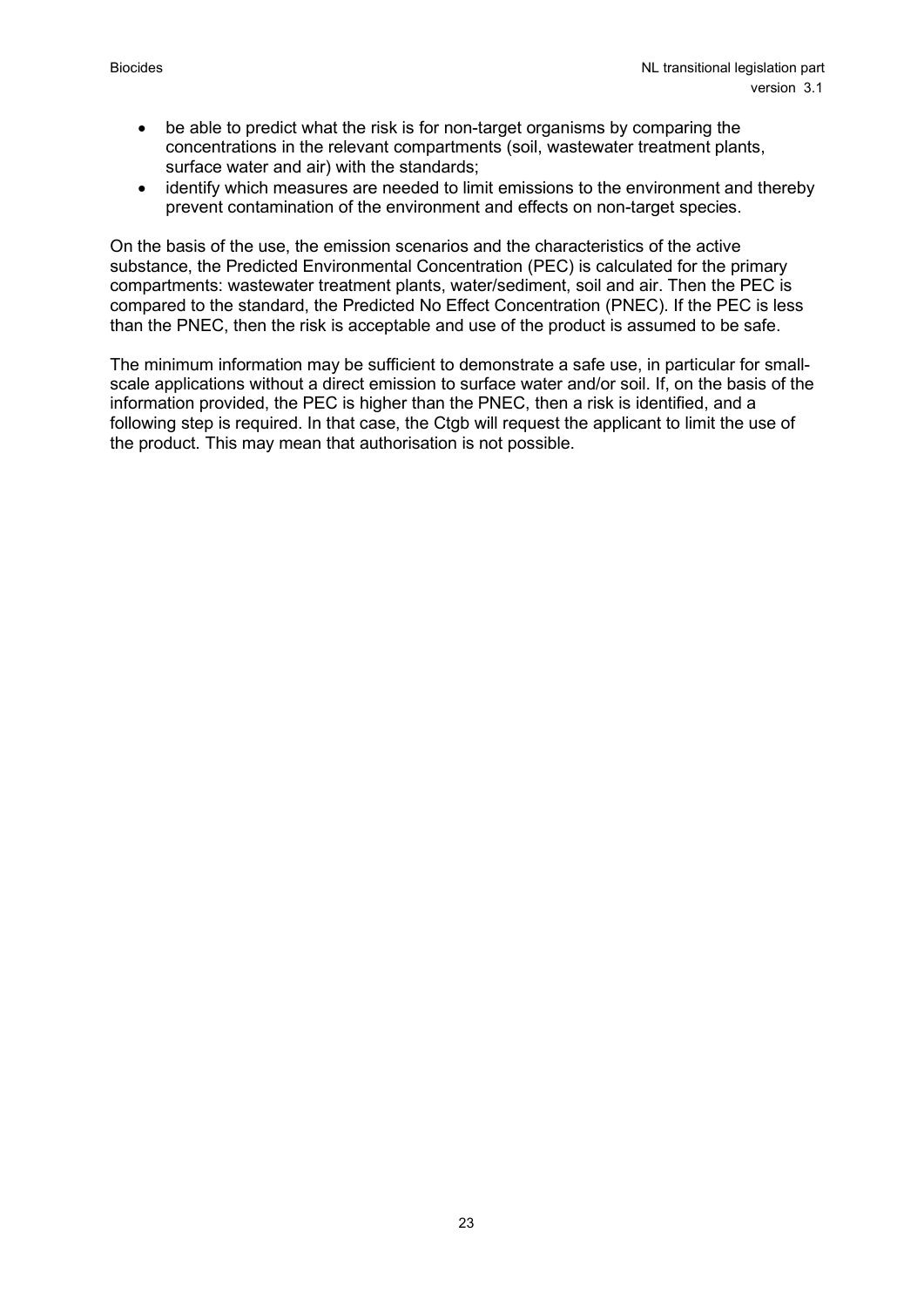- be able to predict what the risk is for non-target organisms by comparing the concentrations in the relevant compartments (soil, wastewater treatment plants, surface water and air) with the standards;
- identify which measures are needed to limit emissions to the environment and thereby prevent contamination of the environment and effects on non-target species.

On the basis of the use, the emission scenarios and the characteristics of the active substance, the Predicted Environmental Concentration (PEC) is calculated for the primary compartments: wastewater treatment plants, water/sediment, soil and air. Then the PEC is compared to the standard, the Predicted No Effect Concentration (PNEC). If the PEC is less than the PNEC, then the risk is acceptable and use of the product is assumed to be safe.

The minimum information may be sufficient to demonstrate a safe use, in particular for small-scale applications without a direct emission to surface water and/or soil. If, on the basis of the information provided, the PEC is higher than the PNEC, then a risk is identified, and a following step is required. In that case, the Ctgb will request the applicant to limit the use of the product. This may mean that authorisation is not possible.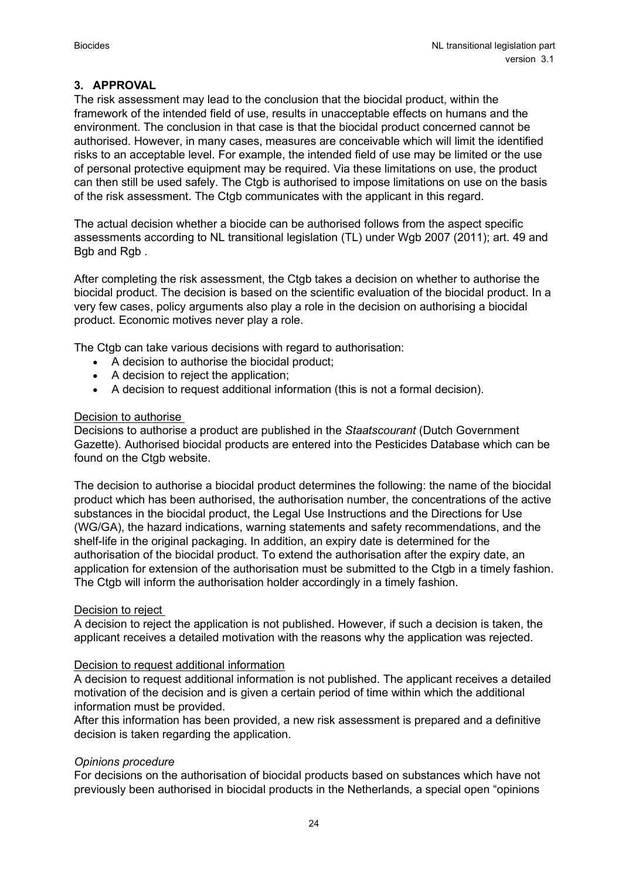## 3. APPROVAL

The risk assessment may lead to the conclusion that the biocidal product, within the framework of the intended field of use, results in unacceptable effects on humans and the environment. The conclusion in that case is that the biocidal product concerned cannot be authorised. However, in many cases, measures are conceivable which will limit the identified risks to an acceptable level. For example, the intended field of use may be limited or the use of personal protective equipment may be required. Via these limitations on use, the product can then still be used safely. The Ctgb is authorised to impose limitations on use on the basis of the risk assessment. The Ctgb communicates with the applicant in this regard.

The actual decision whether a biocide can be authorised follows from the aspect specific assessments according to NL transitional legislation (TL) under Wgb 2007 (2011); art. 49 and Bgb and Rgb .

After completing the risk assessment, the Ctgb takes a decision on whether to authorise the biocidal product. The decision is based on the scientific evaluation of the biocidal product. In a very few cases, policy arguments also play a role in the decision on authorising a biocidal product. Economic motives never play a role.

The Ctgb can take various decisions with regard to authorisation:

- A decision to authorise the biocidal product;
- A decision to reject the application;
- A decision to request additional information (this is not a formal decision).

<u>Decision to authorise</u>

Decisions to authorise a product are published in the *Staatscourant* (Dutch Government Gazette). Authorised biocidal products are entered into the Pesticides Database which can be found on the Ctgb website.

The decision to authorise a biocidal product determines the following: the name of the biocidal product which has been authorised, the authorisation number, the concentrations of the active substances in the biocidal product, the Legal Use Instructions and the Directions for Use (WG/GA), the hazard indications, warning statements and safety recommendations, and the shelf-life in the original packaging. In addition, an expiry date is determined for the authorisation of the biocidal product. To extend the authorisation after the expiry date, an application for extension of the authorisation must be submitted to the Ctgb in a timely fashion. The Ctgb will inform the authorisation holder accordingly in a timely fashion.

<u>Decision to reject</u>

A decision to reject the application is not published. However, if such a decision is taken, the applicant receives a detailed motivation with the reasons why the application was rejected.

<u>Decision to request additional information</u>

A decision to request additional information is not published. The applicant receives a detailed motivation of the decision and is given a certain period of time within which the additional information must be provided.

After this information has been provided, a new risk assessment is prepared and a definitive decision is taken regarding the application.

*Opinions procedure*

For decisions on the authorisation of biocidal products based on substances which have not previously been authorised in biocidal products in the Netherlands, a special open "opinions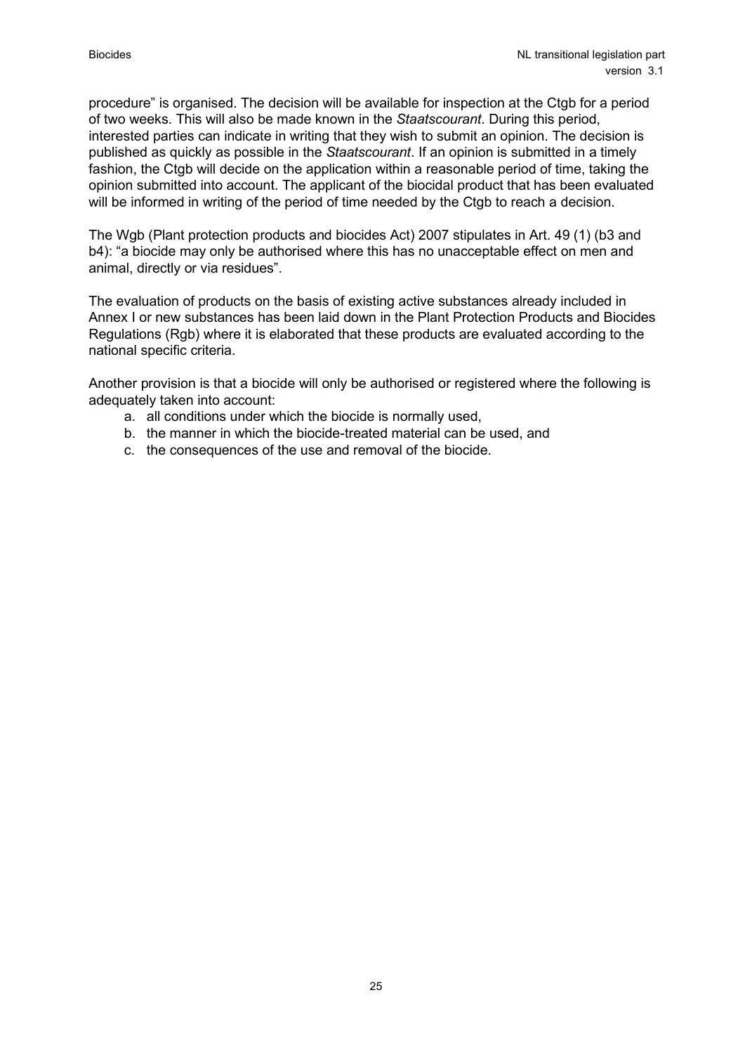procedure" is organised. The decision will be available for inspection at the Ctgb for a period of two weeks. This will also be made known in the *Staatscourant*. During this period, interested parties can indicate in writing that they wish to submit an opinion. The decision is published as quickly as possible in the *Staatscourant*. If an opinion is submitted in a timely fashion, the Ctgb will decide on the application within a reasonable period of time, taking the opinion submitted into account. The applicant of the biocidal product that has been evaluated will be informed in writing of the period of time needed by the Ctgb to reach a decision.

The Wgb (Plant protection products and biocides Act) 2007 stipulates in Art. 49 (1) (b3 and b4): "a biocide may only be authorised where this has no unacceptable effect on men and animal, directly or via residues".

The evaluation of products on the basis of existing active substances already included in Annex I or new substances has been laid down in the Plant Protection Products and Biocides Regulations (Rgb) where it is elaborated that these products are evaluated according to the national specific criteria.

Another provision is that a biocide will only be authorised or registered where the following is adequately taken into account:

a. all conditions under which the biocide is normally used,
b. the manner in which the biocide-treated material can be used, and
c. the consequences of the use and removal of the biocide.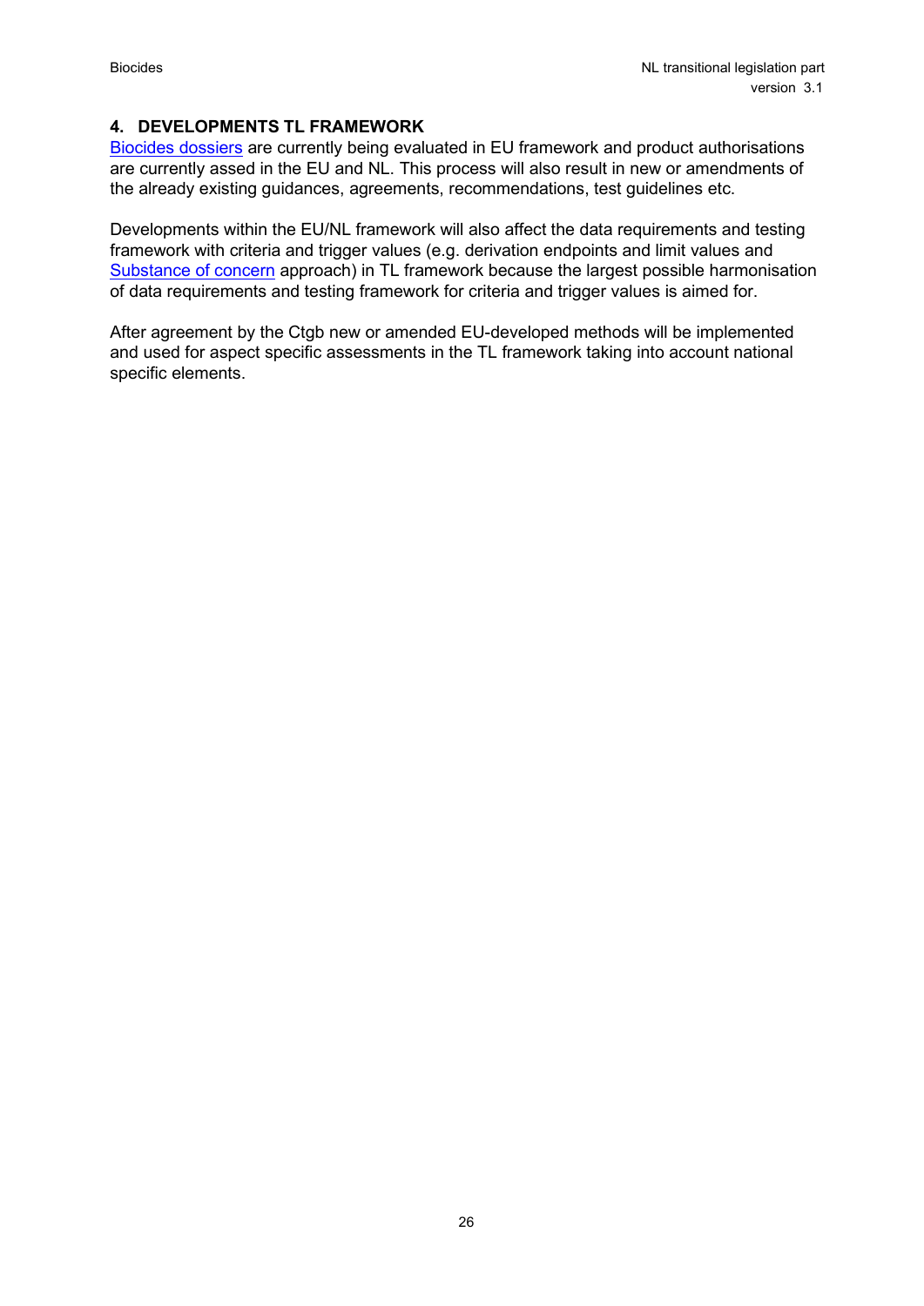## 4. DEVELOPMENTS TL FRAMEWORK

[Biocides dossiers](#) are currently being evaluated in EU framework and product authorisations are currently assed in the EU and NL. This process will also result in new or amendments of the already existing guidances, agreements, recommendations, test guidelines etc.

Developments within the EU/NL framework will also affect the data requirements and testing framework with criteria and trigger values (e.g. derivation endpoints and limit values and [Substance of concern](#) approach) in TL framework because the largest possible harmonisation of data requirements and testing framework for criteria and trigger values is aimed for.

After agreement by the Ctgb new or amended EU-developed methods will be implemented and used for aspect specific assessments in the TL framework taking into account national specific elements.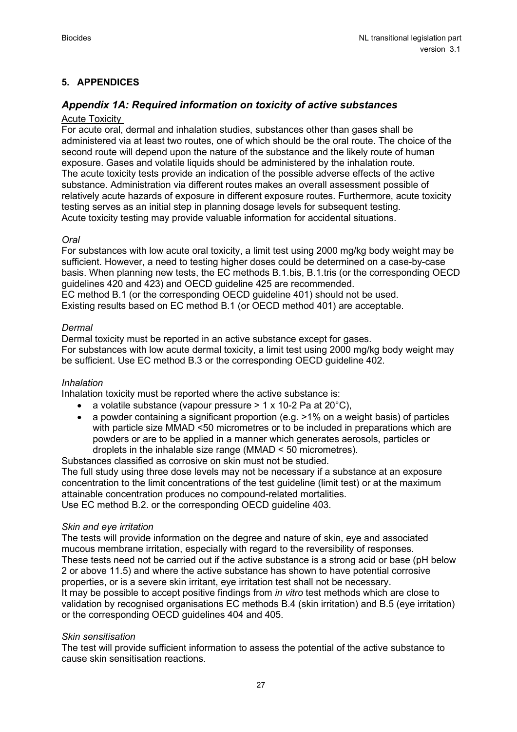## 5. APPENDICES

### *Appendix 1A: Required information on toxicity of active substances*

Acute Toxicity

For acute oral, dermal and inhalation studies, substances other than gases shall be administered via at least two routes, one of which should be the oral route. The choice of the second route will depend upon the nature of the substance and the likely route of human exposure. Gases and volatile liquids should be administered by the inhalation route.
The acute toxicity tests provide an indication of the possible adverse effects of the active substance. Administration via different routes makes an overall assessment possible of relatively acute hazards of exposure in different exposure routes. Furthermore, acute toxicity testing serves as an initial step in planning dosage levels for subsequent testing.
Acute toxicity testing may provide valuable information for accidental situations.

*Oral*

For substances with low acute oral toxicity, a limit test using 2000 mg/kg body weight may be sufficient. However, a need to testing higher doses could be determined on a case-by-case basis. When planning new tests, the EC methods B.1.bis, B.1.tris (or the corresponding OECD guidelines 420 and 423) and OECD guideline 425 are recommended.
EC method B.1 (or the corresponding OECD guideline 401) should not be used.
Existing results based on EC method B.1 (or OECD method 401) are acceptable.

*Dermal*

Dermal toxicity must be reported in an active substance except for gases.
For substances with low acute dermal toxicity, a limit test using 2000 mg/kg body weight may be sufficient. Use EC method B.3 or the corresponding OECD guideline 402.

*Inhalation*

Inhalation toxicity must be reported where the active substance is:

- a volatile substance (vapour pressure > 1 x 10-2 Pa at 20°C),
- a powder containing a significant proportion (e.g. >1% on a weight basis) of particles with particle size MMAD <50 micrometres or to be included in preparations which are powders or are to be applied in a manner which generates aerosols, particles or droplets in the inhalable size range (MMAD < 50 micrometres).

Substances classified as corrosive on skin must not be studied.
The full study using three dose levels may not be necessary if a substance at an exposure concentration to the limit concentrations of the test guideline (limit test) or at the maximum attainable concentration produces no compound-related mortalities.
Use EC method B.2. or the corresponding OECD guideline 403.

*Skin and eye irritation*

The tests will provide information on the degree and nature of skin, eye and associated mucous membrane irritation, especially with regard to the reversibility of responses.
These tests need not be carried out if the active substance is a strong acid or base (pH below 2 or above 11.5) and where the active substance has shown to have potential corrosive properties, or is a severe skin irritant, eye irritation test shall not be necessary.
It may be possible to accept positive findings from *in vitro* test methods which are close to validation by recognised organisations EC methods B.4 (skin irritation) and B.5 (eye irritation) or the corresponding OECD guidelines 404 and 405.

*Skin sensitisation*

The test will provide sufficient information to assess the potential of the active substance to cause skin sensitisation reactions.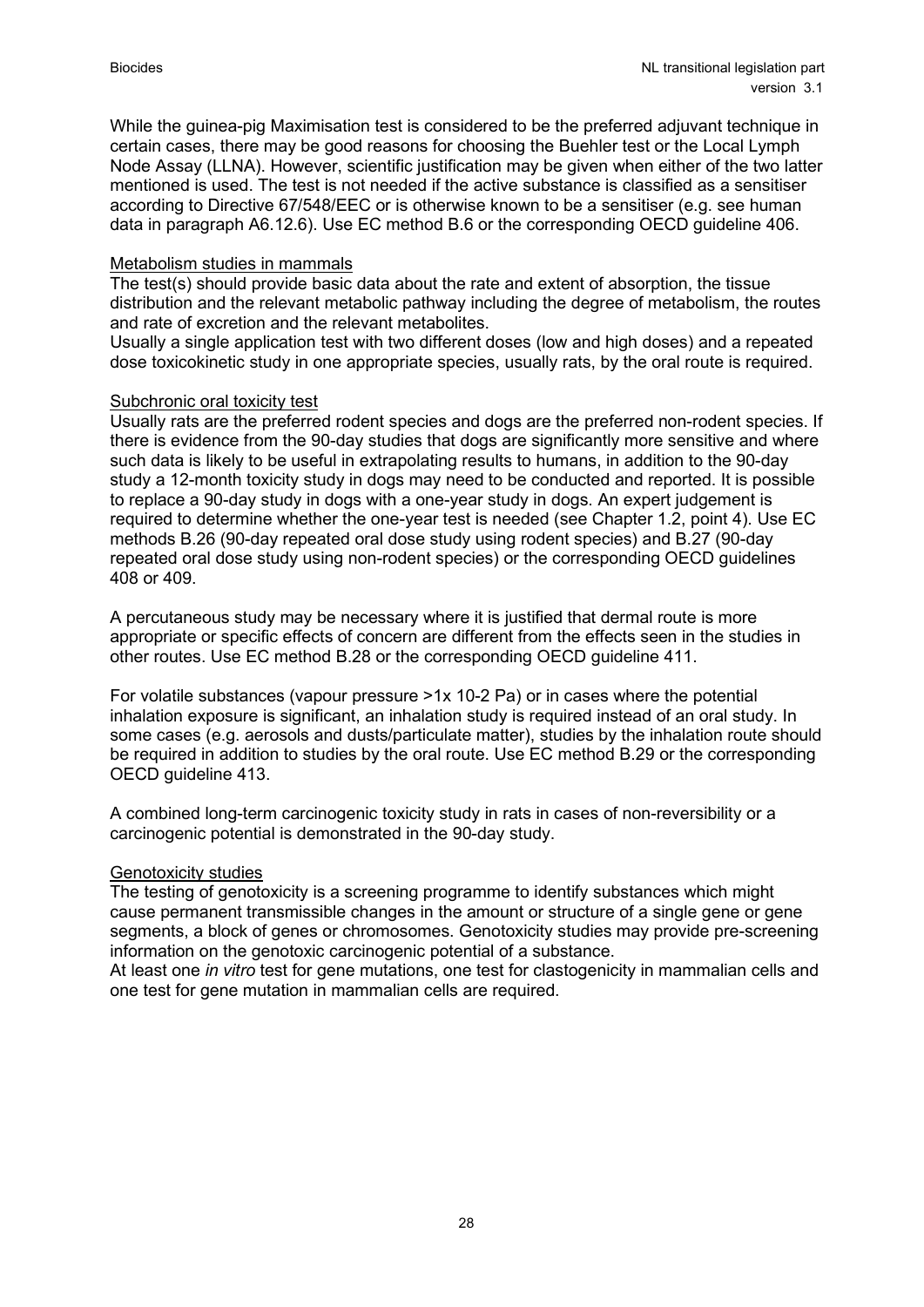While the guinea-pig Maximisation test is considered to be the preferred adjuvant technique in certain cases, there may be good reasons for choosing the Buehler test or the Local Lymph Node Assay (LLNA). However, scientific justification may be given when either of the two latter mentioned is used. The test is not needed if the active substance is classified as a sensitiser according to Directive 67/548/EEC or is otherwise known to be a sensitiser (e.g. see human data in paragraph A6.12.6). Use EC method B.6 or the corresponding OECD guideline 406.

Metabolism studies in mammals

The test(s) should provide basic data about the rate and extent of absorption, the tissue distribution and the relevant metabolic pathway including the degree of metabolism, the routes and rate of excretion and the relevant metabolites.

Usually a single application test with two different doses (low and high doses) and a repeated dose toxicokinetic study in one appropriate species, usually rats, by the oral route is required.

Subchronic oral toxicity test

Usually rats are the preferred rodent species and dogs are the preferred non-rodent species. If there is evidence from the 90-day studies that dogs are significantly more sensitive and where such data is likely to be useful in extrapolating results to humans, in addition to the 90-day study a 12-month toxicity study in dogs may need to be conducted and reported. It is possible to replace a 90-day study in dogs with a one-year study in dogs. An expert judgement is required to determine whether the one-year test is needed (see Chapter 1.2, point 4). Use EC methods B.26 (90-day repeated oral dose study using rodent species) and B.27 (90-day repeated oral dose study using non-rodent species) or the corresponding OECD guidelines 408 or 409.

A percutaneous study may be necessary where it is justified that dermal route is more appropriate or specific effects of concern are different from the effects seen in the studies in other routes. Use EC method B.28 or the corresponding OECD guideline 411.

For volatile substances (vapour pressure >1x 10-2 Pa) or in cases where the potential inhalation exposure is significant, an inhalation study is required instead of an oral study. In some cases (e.g. aerosols and dusts/particulate matter), studies by the inhalation route should be required in addition to studies by the oral route. Use EC method B.29 or the corresponding OECD guideline 413.

A combined long-term carcinogenic toxicity study in rats in cases of non-reversibility or a carcinogenic potential is demonstrated in the 90-day study.

Genotoxicity studies

The testing of genotoxicity is a screening programme to identify substances which might cause permanent transmissible changes in the amount or structure of a single gene or gene segments, a block of genes or chromosomes. Genotoxicity studies may provide pre-screening information on the genotoxic carcinogenic potential of a substance.

At least one *in vitro* test for gene mutations, one test for clastogenicity in mammalian cells and one test for gene mutation in mammalian cells are required.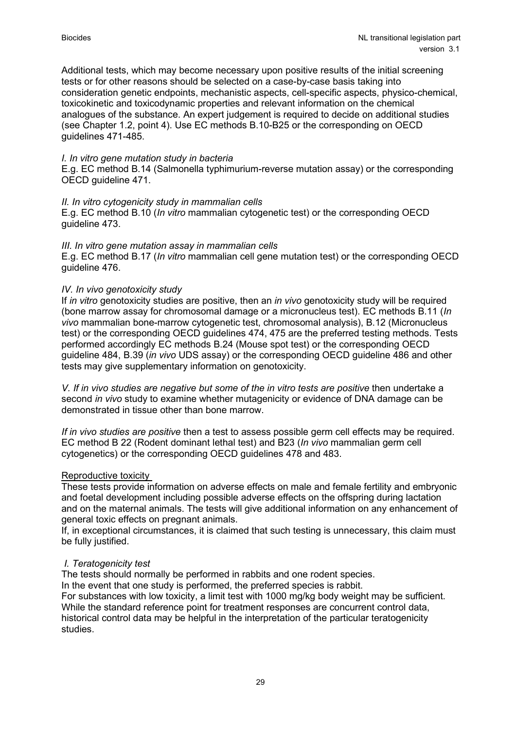Additional tests, which may become necessary upon positive results of the initial screening tests or for other reasons should be selected on a case-by-case basis taking into consideration genetic endpoints, mechanistic aspects, cell-specific aspects, physico-chemical, toxicokinetic and toxicodynamic properties and relevant information on the chemical analogues of the substance. An expert judgement is required to decide on additional studies (see Chapter 1.2, point 4). Use EC methods B.10-B25 or the corresponding on OECD guidelines 471-485.

*I. In vitro gene mutation study in bacteria*
E.g. EC method B.14 (Salmonella typhimurium-reverse mutation assay) or the corresponding OECD guideline 471.

*II. In vitro cytogenicity study in mammalian cells*
E.g. EC method B.10 (*In vitro* mammalian cytogenetic test) or the corresponding OECD guideline 473.

*III. In vitro gene mutation assay in mammalian cells*
E.g. EC method B.17 (*In vitro* mammalian cell gene mutation test) or the corresponding OECD guideline 476.

*IV. In vivo genotoxicity study*
If *in vitro* genotoxicity studies are positive, then an *in vivo* genotoxicity study will be required (bone marrow assay for chromosomal damage or a micronucleus test). EC methods B.11 (*In vivo* mammalian bone-marrow cytogenetic test, chromosomal analysis), B.12 (Micronucleus test) or the corresponding OECD guidelines 474, 475 are the preferred testing methods. Tests performed accordingly EC methods B.24 (Mouse spot test) or the corresponding OECD guideline 484, B.39 (*in vivo* UDS assay) or the corresponding OECD guideline 486 and other tests may give supplementary information on genotoxicity.

*V. If in vivo studies are negative but some of the in vitro tests are positive* then undertake a second *in vivo* study to examine whether mutagenicity or evidence of DNA damage can be demonstrated in tissue other than bone marrow.

*If in vivo studies are positive* then a test to assess possible germ cell effects may be required. EC method B 22 (Rodent dominant lethal test) and B23 (*In vivo* mammalian germ cell cytogenetics) or the corresponding OECD guidelines 478 and 483.

<u>Reproductive toxicity</u>
These tests provide information on adverse effects on male and female fertility and embryonic and foetal development including possible adverse effects on the offspring during lactation and on the maternal animals. The tests will give additional information on any enhancement of general toxic effects on pregnant animals.
If, in exceptional circumstances, it is claimed that such testing is unnecessary, this claim must be fully justified.

*I. Teratogenicity test*
The tests should normally be performed in rabbits and one rodent species.
In the event that one study is performed, the preferred species is rabbit.
For substances with low toxicity, a limit test with 1000 mg/kg body weight may be sufficient.
While the standard reference point for treatment responses are concurrent control data, historical control data may be helpful in the interpretation of the particular teratogenicity studies.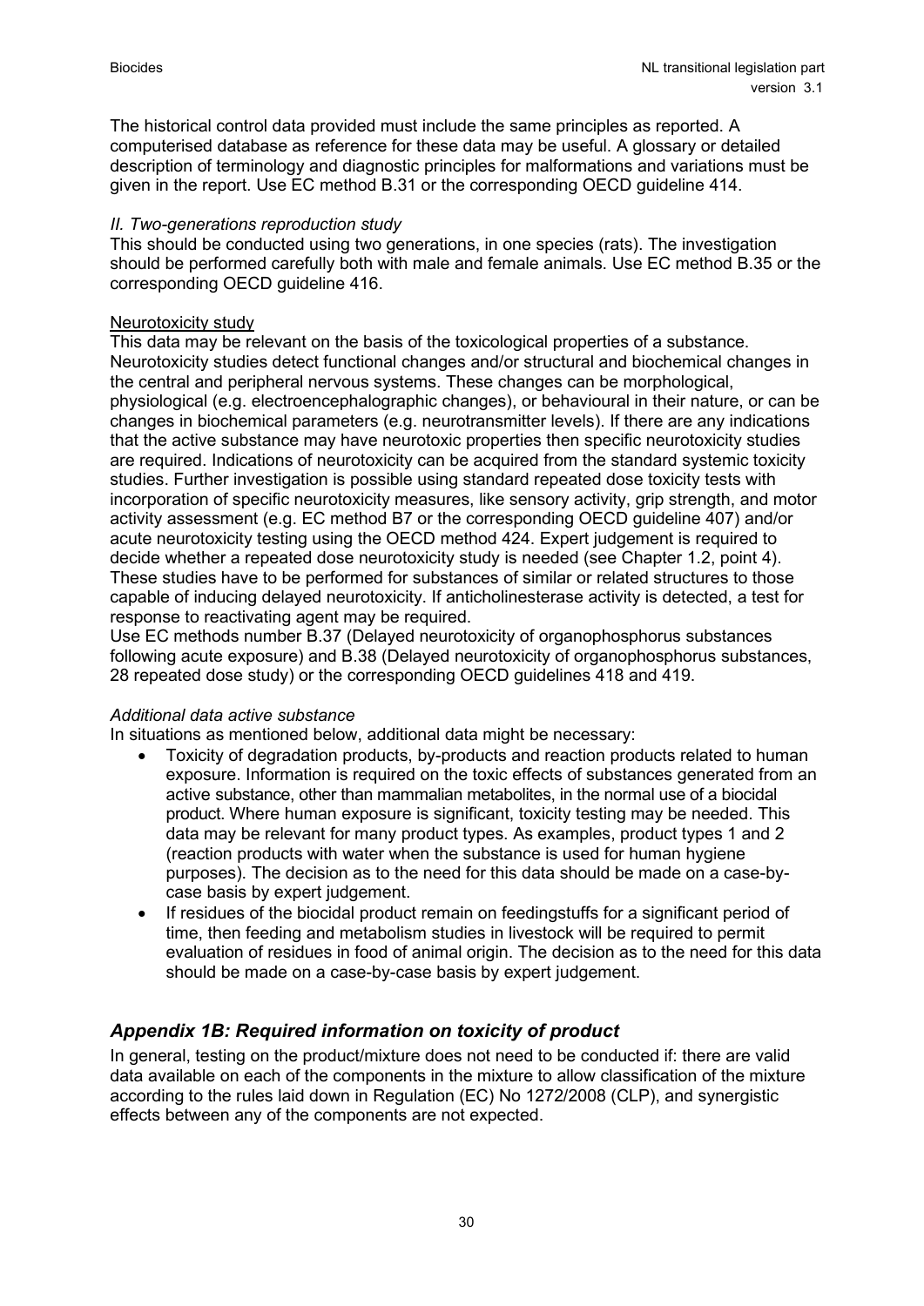The historical control data provided must include the same principles as reported. A computerised database as reference for these data may be useful. A glossary or detailed description of terminology and diagnostic principles for malformations and variations must be given in the report. Use EC method B.31 or the corresponding OECD guideline 414.

*II. Two-generations reproduction study*

This should be conducted using two generations, in one species (rats). The investigation should be performed carefully both with male and female animals. Use EC method B.35 or the corresponding OECD guideline 416.

Neurotoxicity study

This data may be relevant on the basis of the toxicological properties of a substance. Neurotoxicity studies detect functional changes and/or structural and biochemical changes in the central and peripheral nervous systems. These changes can be morphological, physiological (e.g. electroencephalographic changes), or behavioural in their nature, or can be changes in biochemical parameters (e.g. neurotransmitter levels). If there are any indications that the active substance may have neurotoxic properties then specific neurotoxicity studies are required. Indications of neurotoxicity can be acquired from the standard systemic toxicity studies. Further investigation is possible using standard repeated dose toxicity tests with incorporation of specific neurotoxicity measures, like sensory activity, grip strength, and motor activity assessment (e.g. EC method B7 or the corresponding OECD guideline 407) and/or acute neurotoxicity testing using the OECD method 424. Expert judgement is required to decide whether a repeated dose neurotoxicity study is needed (see Chapter 1.2, point 4). These studies have to be performed for substances of similar or related structures to those capable of inducing delayed neurotoxicity. If anticholinesterase activity is detected, a test for response to reactivating agent may be required.

Use EC methods number B.37 (Delayed neurotoxicity of organophosphorus substances following acute exposure) and B.38 (Delayed neurotoxicity of organophosphorus substances, 28 repeated dose study) or the corresponding OECD guidelines 418 and 419.

*Additional data active substance*

In situations as mentioned below, additional data might be necessary:

- Toxicity of degradation products, by-products and reaction products related to human exposure. Information is required on the toxic effects of substances generated from an active substance, other than mammalian metabolites, in the normal use of a biocidal product. Where human exposure is significant, toxicity testing may be needed. This data may be relevant for many product types. As examples, product types 1 and 2 (reaction products with water when the substance is used for human hygiene purposes). The decision as to the need for this data should be made on a case-by-case basis by expert judgement.
- If residues of the biocidal product remain on feedingstuffs for a significant period of time, then feeding and metabolism studies in livestock will be required to permit evaluation of residues in food of animal origin. The decision as to the need for this data should be made on a case-by-case basis by expert judgement.

## *Appendix 1B: Required information on toxicity of product*

In general, testing on the product/mixture does not need to be conducted if: there are valid data available on each of the components in the mixture to allow classification of the mixture according to the rules laid down in Regulation (EC) No 1272/2008 (CLP), and synergistic effects between any of the components are not expected.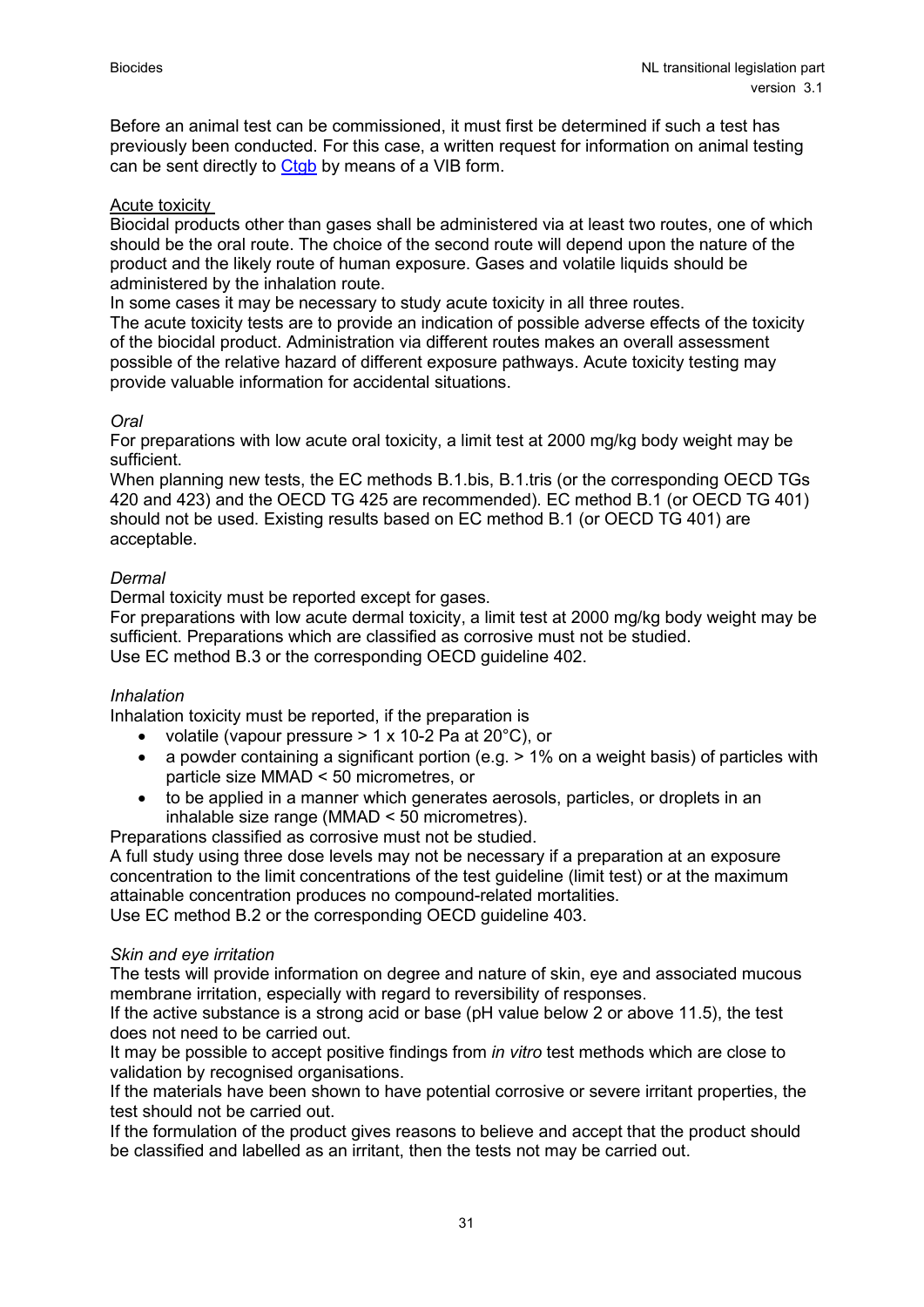Before an animal test can be commissioned, it must first be determined if such a test has previously been conducted. For this case, a written request for information on animal testing can be sent directly to Ctgb by means of a VIB form.

Acute toxicity

Biocidal products other than gases shall be administered via at least two routes, one of which should be the oral route. The choice of the second route will depend upon the nature of the product and the likely route of human exposure. Gases and volatile liquids should be administered by the inhalation route.

In some cases it may be necessary to study acute toxicity in all three routes.

The acute toxicity tests are to provide an indication of possible adverse effects of the toxicity of the biocidal product. Administration via different routes makes an overall assessment possible of the relative hazard of different exposure pathways. Acute toxicity testing may provide valuable information for accidental situations.

*Oral*

For preparations with low acute oral toxicity, a limit test at 2000 mg/kg body weight may be sufficient.

When planning new tests, the EC methods B.1.bis, B.1.tris (or the corresponding OECD TGs 420 and 423) and the OECD TG 425 are recommended). EC method B.1 (or OECD TG 401) should not be used. Existing results based on EC method B.1 (or OECD TG 401) are acceptable.

*Dermal*

Dermal toxicity must be reported except for gases.

For preparations with low acute dermal toxicity, a limit test at 2000 mg/kg body weight may be sufficient. Preparations which are classified as corrosive must not be studied.

Use EC method B.3 or the corresponding OECD guideline 402.

*Inhalation*

Inhalation toxicity must be reported, if the preparation is

- volatile (vapour pressure > 1 x 10-2 Pa at 20°C), or
- a powder containing a significant portion (e.g. > 1% on a weight basis) of particles with particle size MMAD < 50 micrometres, or
- to be applied in a manner which generates aerosols, particles, or droplets in an inhalable size range (MMAD < 50 micrometres).

Preparations classified as corrosive must not be studied.

A full study using three dose levels may not be necessary if a preparation at an exposure concentration to the limit concentrations of the test guideline (limit test) or at the maximum attainable concentration produces no compound-related mortalities.

Use EC method B.2 or the corresponding OECD guideline 403.

*Skin and eye irritation*

The tests will provide information on degree and nature of skin, eye and associated mucous membrane irritation, especially with regard to reversibility of responses.

If the active substance is a strong acid or base (pH value below 2 or above 11.5), the test does not need to be carried out.

It may be possible to accept positive findings from *in vitro* test methods which are close to validation by recognised organisations.

If the materials have been shown to have potential corrosive or severe irritant properties, the test should not be carried out.

If the formulation of the product gives reasons to believe and accept that the product should be classified and labelled as an irritant, then the tests not may be carried out.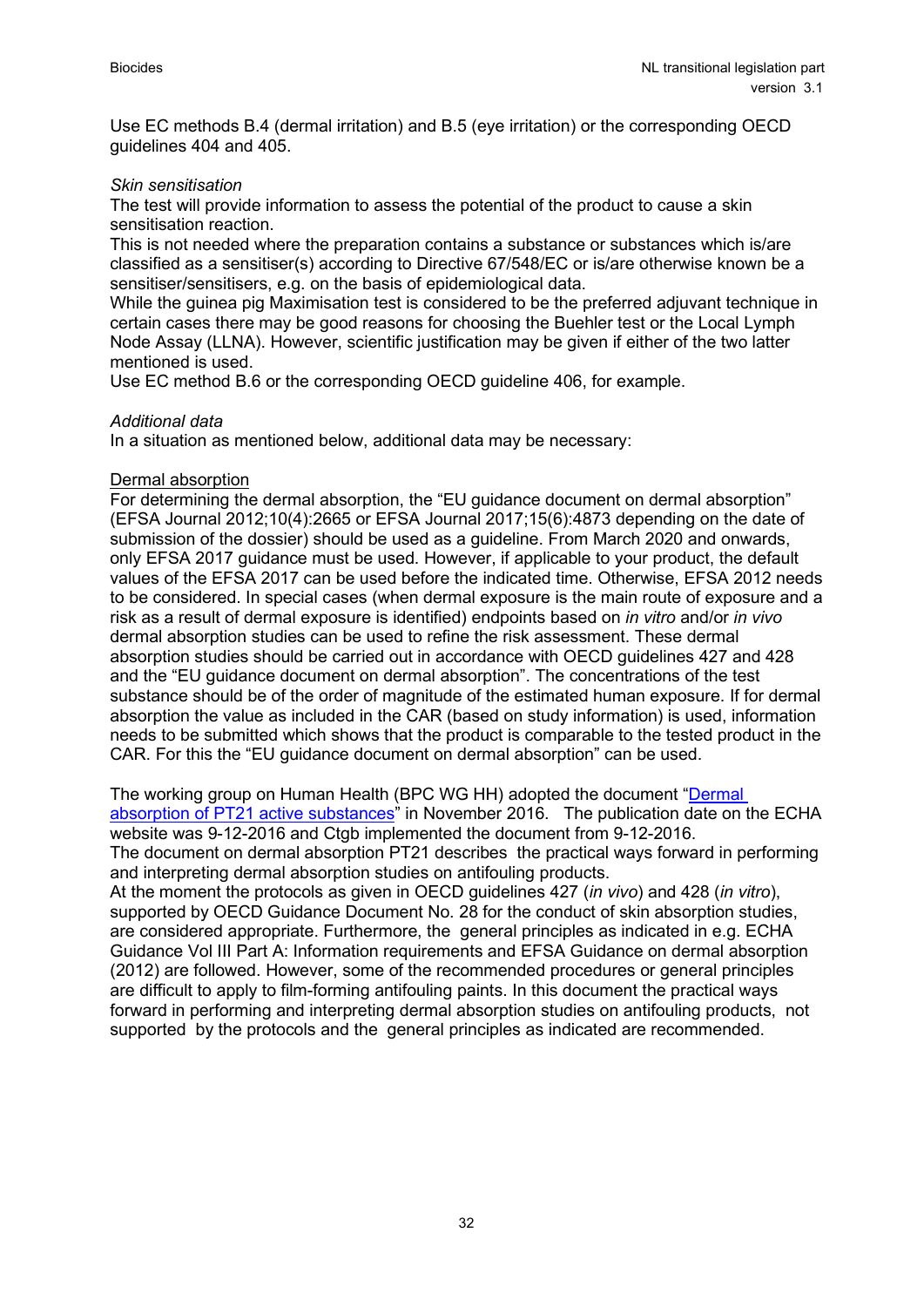Use EC methods B.4 (dermal irritation) and B.5 (eye irritation) or the corresponding OECD guidelines 404 and 405.

*Skin sensitisation*
The test will provide information to assess the potential of the product to cause a skin sensitisation reaction.
This is not needed where the preparation contains a substance or substances which is/are classified as a sensitiser(s) according to Directive 67/548/EC or is/are otherwise known be a sensitiser/sensitisers, e.g. on the basis of epidemiological data.
While the guinea pig Maximisation test is considered to be the preferred adjuvant technique in certain cases there may be good reasons for choosing the Buehler test or the Local Lymph Node Assay (LLNA). However, scientific justification may be given if either of the two latter mentioned is used.
Use EC method B.6 or the corresponding OECD guideline 406, for example.

*Additional data*
In a situation as mentioned below, additional data may be necessary:

<u>Dermal absorption</u>
For determining the dermal absorption, the "EU guidance document on dermal absorption" (EFSA Journal 2012;10(4):2665 or EFSA Journal 2017;15(6):4873 depending on the date of submission of the dossier) should be used as a guideline. From March 2020 and onwards, only EFSA 2017 guidance must be used. However, if applicable to your product, the default values of the EFSA 2017 can be used before the indicated time. Otherwise, EFSA 2012 needs to be considered. In special cases (when dermal exposure is the main route of exposure and a risk as a result of dermal exposure is identified) endpoints based on *in vitro* and/or *in vivo* dermal absorption studies can be used to refine the risk assessment. These dermal absorption studies should be carried out in accordance with OECD guidelines 427 and 428 and the "EU guidance document on dermal absorption". The concentrations of the test substance should be of the order of magnitude of the estimated human exposure. If for dermal absorption the value as included in the CAR (based on study information) is used, information needs to be submitted which shows that the product is comparable to the tested product in the CAR. For this the "EU guidance document on dermal absorption" can be used.

The working group on Human Health (BPC WG HH) adopted the document "Dermal absorption of PT21 active substances" in November 2016. The publication date on the ECHA website was 9-12-2016 and Ctgb implemented the document from 9-12-2016.
The document on dermal absorption PT21 describes the practical ways forward in performing and interpreting dermal absorption studies on antifouling products.
At the moment the protocols as given in OECD guidelines 427 (*in vivo*) and 428 (*in vitro*), supported by OECD Guidance Document No. 28 for the conduct of skin absorption studies, are considered appropriate. Furthermore, the general principles as indicated in e.g. ECHA Guidance Vol III Part A: Information requirements and EFSA Guidance on dermal absorption (2012) are followed. However, some of the recommended procedures or general principles are difficult to apply to film-forming antifouling paints. In this document the practical ways forward in performing and interpreting dermal absorption studies on antifouling products, not supported by the protocols and the general principles as indicated are recommended.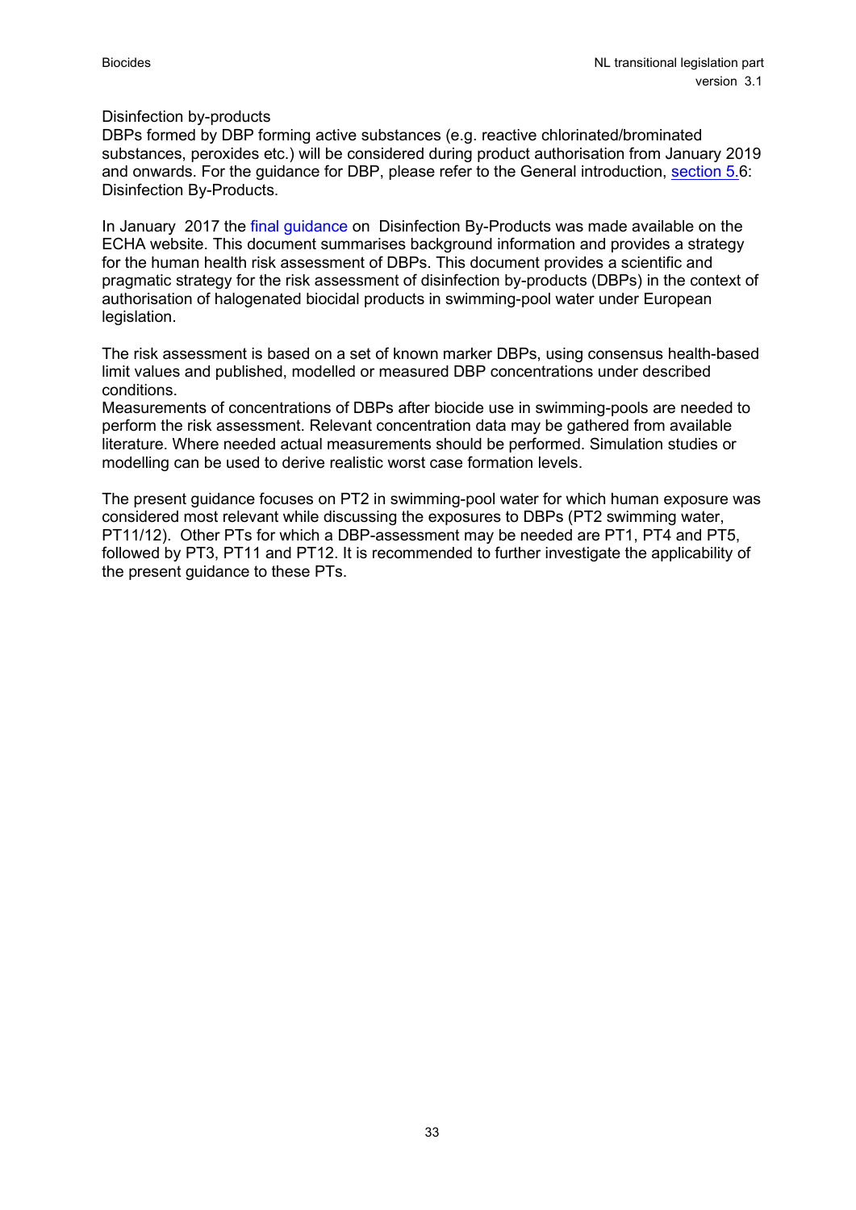Disinfection by-products

DBPs formed by DBP forming active substances (e.g. reactive chlorinated/brominated substances, peroxides etc.) will be considered during product authorisation from January 2019 and onwards. For the guidance for DBP, please refer to the General introduction, section 5.6: Disinfection By-Products.

In January 2017 the final guidance on Disinfection By-Products was made available on the ECHA website. This document summarises background information and provides a strategy for the human health risk assessment of DBPs. This document provides a scientific and pragmatic strategy for the risk assessment of disinfection by-products (DBPs) in the context of authorisation of halogenated biocidal products in swimming-pool water under European legislation.

The risk assessment is based on a set of known marker DBPs, using consensus health-based limit values and published, modelled or measured DBP concentrations under described conditions.

Measurements of concentrations of DBPs after biocide use in swimming-pools are needed to perform the risk assessment. Relevant concentration data may be gathered from available literature. Where needed actual measurements should be performed. Simulation studies or modelling can be used to derive realistic worst case formation levels.

The present guidance focuses on PT2 in swimming-pool water for which human exposure was considered most relevant while discussing the exposures to DBPs (PT2 swimming water, PT11/12). Other PTs for which a DBP-assessment may be needed are PT1, PT4 and PT5, followed by PT3, PT11 and PT12. It is recommended to further investigate the applicability of the present guidance to these PTs.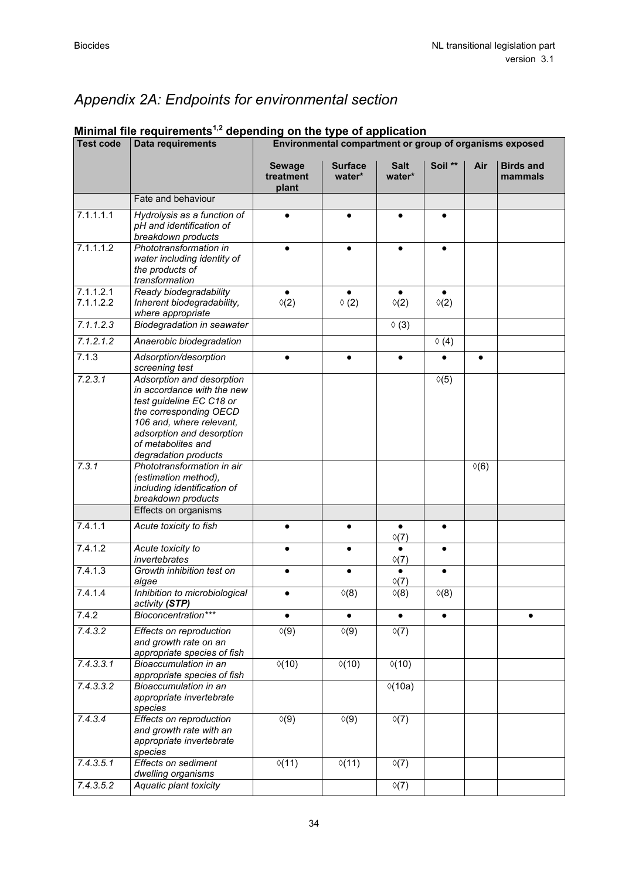# Appendix 2A: Endpoints for environmental section

## Minimal file requirements[1,2] depending on the type of application

| Test code | Data requirements | Environmental compartment or group of organisms exposed | | | | | |
|---|---|---|---|---|---|---|---|
| | | **Sewage treatment plant** | **Surface water*** | **Salt water*** | **Soil \*\*** | **Air** | **Birds and mammals** |
| | Fate and behaviour | | | | | | |
| 7.1.1.1.1 | *Hydrolysis as a function of pH and identification of breakdown products* | ● | ● | ● | ● | | |
| 7.1.1.1.2 | *Phototransformation in water including identity of the products of transformation* | ● | ● | ● | ● | | |
| 7.1.1.2.1<br>7.1.1.2.2 | *Ready biodegradability*<br>*Inherent biodegradability, where appropriate* | ●<br>◊(2) | ●<br>◊ (2) | ●<br>◊(2) | ●<br>◊(2) | | |
| *7.1.1.2.3* | *Biodegradation in seawater* | | | ◊ (3) | | | |
| *7.1.2.1.2* | *Anaerobic biodegradation* | | | | ◊ (4) | | |
| 7.1.3 | *Adsorption/desorption screening test* | ● | ● | ● | ● | ● | |
| *7.2.3.1* | *Adsorption and desorption in accordance with the new test guideline EC C18 or the corresponding OECD 106 and, where relevant, adsorption and desorption of metabolites and degradation products* | | | | ◊(5) | | |
| *7.3.1* | *Phototransformation in air (estimation method), including identification of breakdown products* | | | | | ◊(6) | |
| | Effects on organisms | | | | | | |
| 7.4.1.1 | *Acute toxicity to fish* | ● | ● | ●<br>◊(7) | ● | | |
| 7.4.1.2 | *Acute toxicity to invertebrates* | ● | ● | ●<br>◊(7) | ● | | |
| 7.4.1.3 | *Growth inhibition test on algae* | ● | ● | ●<br>◊(7) | ● | | |
| 7.4.1.4 | *Inhibition to microbiological activity **(STP)*** | ● | ◊(8) | ◊(8) | ◊(8) | | |
| 7.4.2 | *Bioconcentration\*\*\** | ● | ● | ● | ● | | ● |
| *7.4.3.2* | *Effects on reproduction and growth rate on an appropriate species of fish* | ◊(9) | ◊(9) | ◊(7) | | | |
| *7.4.3.3.1* | *Bioaccumulation in an appropriate species of fish* | ◊(10) | ◊(10) | ◊(10) | | | |
| *7.4.3.3.2* | *Bioaccumulation in an appropriate invertebrate species* | | | ◊(10a) | | | |
| *7.4.3.4* | *Effects on reproduction and growth rate with an appropriate invertebrate species* | ◊(9) | ◊(9) | ◊(7) | | | |
| *7.4.3.5.1* | *Effects on sediment dwelling organisms* | ◊(11) | ◊(11) | ◊(7) | | | |
| *7.4.3.5.2* | *Aquatic plant toxicity* | | | ◊(7) | | | |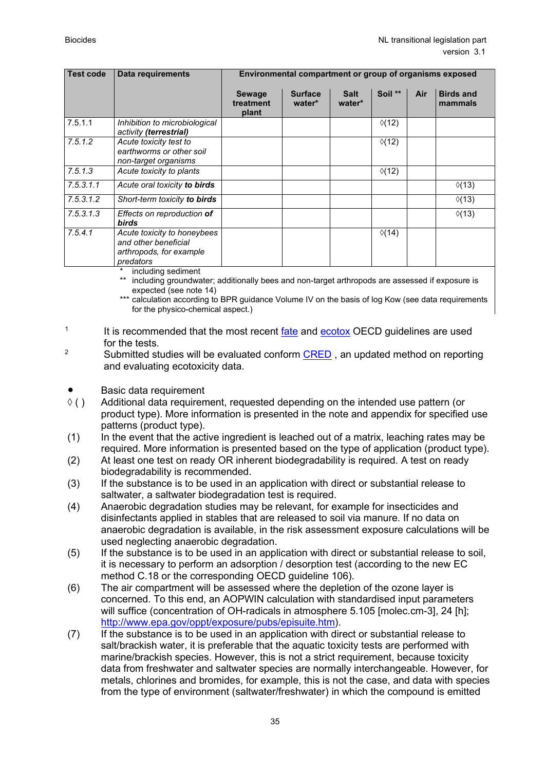| Test code | Data requirements | Environmental compartment or group of organisms exposed | | | | | |
|---|---|---|---|---|---|---|---|
| | | Sewage treatment plant | Surface water* | Salt water* | Soil ** | Air | Birds and mammals |
| 7.5.1.1 | *Inhibition to microbiological activity **(terrestrial)*** | | | | ◊(12) | | |
| 7.5.1.2 | *Acute toxicity test to earthworms or other soil non-target organisms* | | | | ◊(12) | | |
| 7.5.1.3 | *Acute toxicity to plants* | | | | ◊(12) | | |
| 7.5.3.1.1 | *Acute oral toxicity **to birds*** | | | | | | ◊(13) |
| 7.5.3.1.2 | *Short-term toxicity **to birds*** | | | | | | ◊(13) |
| 7.5.3.1.3 | *Effects on reproduction **of birds*** | | | | | | ◊(13) |
| 7.5.4.1 | *Acute toxicity to honeybees and other beneficial arthropods, for example predators* | | | | ◊(14) | | |

\* including sediment

\*\* including groundwater; additionally bees and non-target arthropods are assessed if exposure is expected (see note 14)

\*\*\* calculation according to BPR guidance Volume IV on the basis of log Kow (see data requirements for the physico-chemical aspect.)

[1] It is recommended that the most recent fate and ecotox OECD guidelines are used for the tests.

[2] Submitted studies will be evaluated conform CRED , an updated method on reporting and evaluating ecotoxicity data.

- ● Basic data requirement
- ◊ ( ) Additional data requirement, requested depending on the intended use pattern (or product type). More information is presented in the note and appendix for specified use patterns (product type).
- (1) In the event that the active ingredient is leached out of a matrix, leaching rates may be required. More information is presented based on the type of application (product type).
- (2) At least one test on ready OR inherent biodegradability is required. A test on ready biodegradability is recommended.
- (3) If the substance is to be used in an application with direct or substantial release to saltwater, a saltwater biodegradation test is required.
- (4) Anaerobic degradation studies may be relevant, for example for insecticides and disinfectants applied in stables that are released to soil via manure. If no data on anaerobic degradation is available, in the risk assessment exposure calculations will be used neglecting anaerobic degradation.
- (5) If the substance is to be used in an application with direct or substantial release to soil, it is necessary to perform an adsorption / desorption test (according to the new EC method C.18 or the corresponding OECD guideline 106).
- (6) The air compartment will be assessed where the depletion of the ozone layer is concerned. To this end, an AOPWIN calculation with standardised input parameters will suffice (concentration of OH-radicals in atmosphere 5.105 [molec.cm-3], 24 [h]; http://www.epa.gov/oppt/exposure/pubs/episuite.htm).
- (7) If the substance is to be used in an application with direct or substantial release to salt/brackish water, it is preferable that the aquatic toxicity tests are performed with marine/brackish species. However, this is not a strict requirement, because toxicity data from freshwater and saltwater species are normally interchangeable. However, for metals, chlorines and bromides, for example, this is not the case, and data with species from the type of environment (saltwater/freshwater) in which the compound is emitted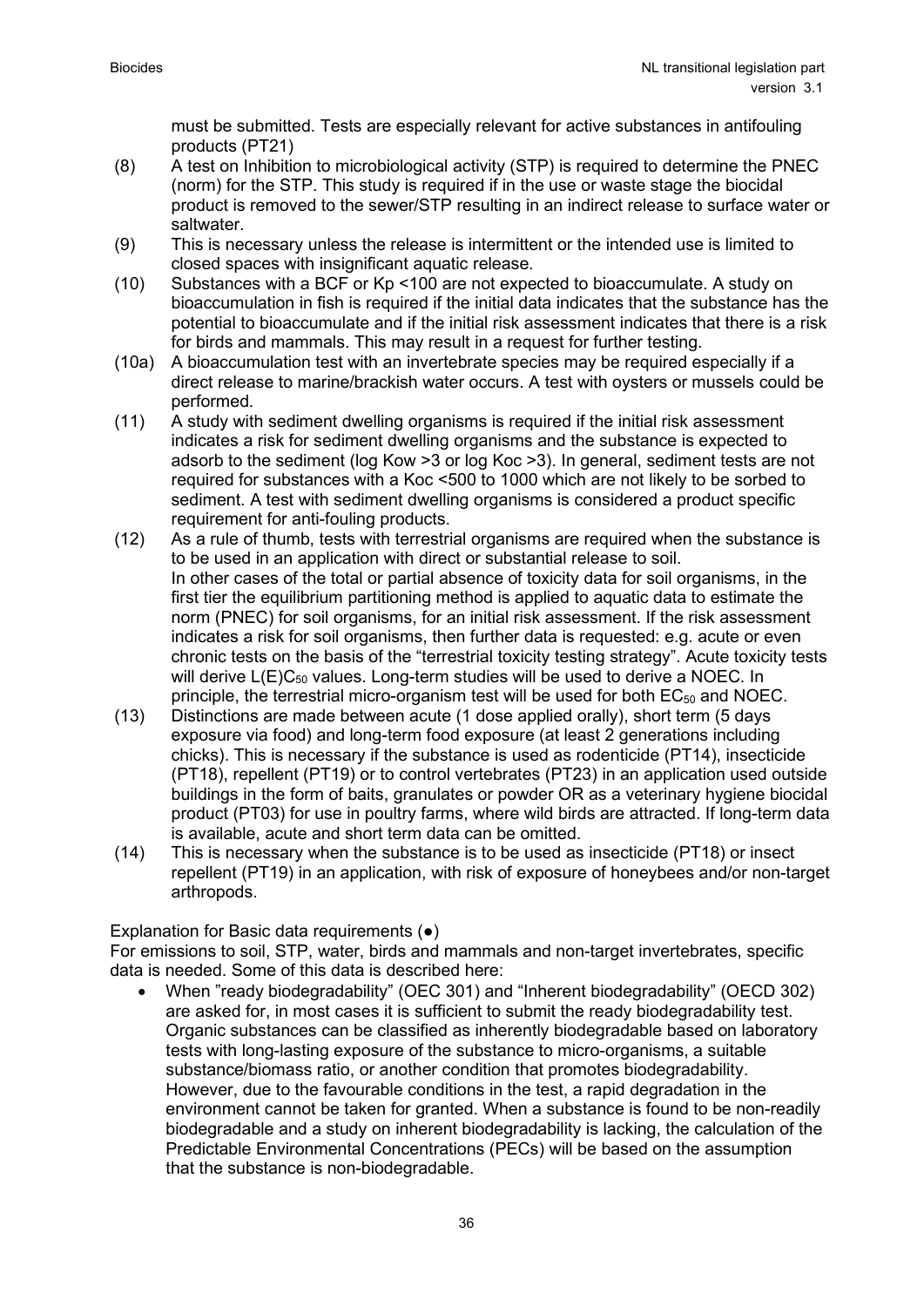must be submitted. Tests are especially relevant for active substances in antifouling products (PT21)

(8) A test on Inhibition to microbiological activity (STP) is required to determine the PNEC (norm) for the STP. This study is required if in the use or waste stage the biocidal product is removed to the sewer/STP resulting in an indirect release to surface water or saltwater.

(9) This is necessary unless the release is intermittent or the intended use is limited to closed spaces with insignificant aquatic release.

(10) Substances with a BCF or Kp <100 are not expected to bioaccumulate. A study on bioaccumulation in fish is required if the initial data indicates that the substance has the potential to bioaccumulate and if the initial risk assessment indicates that there is a risk for birds and mammals. This may result in a request for further testing.

(10a) A bioaccumulation test with an invertebrate species may be required especially if a direct release to marine/brackish water occurs. A test with oysters or mussels could be performed.

(11) A study with sediment dwelling organisms is required if the initial risk assessment indicates a risk for sediment dwelling organisms and the substance is expected to adsorb to the sediment (log Kow >3 or log Koc >3). In general, sediment tests are not required for substances with a Koc <500 to 1000 which are not likely to be sorbed to sediment. A test with sediment dwelling organisms is considered a product specific requirement for anti-fouling products.

(12) As a rule of thumb, tests with terrestrial organisms are required when the substance is to be used in an application with direct or substantial release to soil.
In other cases of the total or partial absence of toxicity data for soil organisms, in the first tier the equilibrium partitioning method is applied to aquatic data to estimate the norm (PNEC) for soil organisms, for an initial risk assessment. If the risk assessment indicates a risk for soil organisms, then further data is requested: e.g. acute or even chronic tests on the basis of the "terrestrial toxicity testing strategy". Acute toxicity tests will derive $L(E)C_{50}$ values. Long-term studies will be used to derive a NOEC. In principle, the terrestrial micro-organism test will be used for both $EC_{50}$ and NOEC.

(13) Distinctions are made between acute (1 dose applied orally), short term (5 days exposure via food) and long-term food exposure (at least 2 generations including chicks). This is necessary if the substance is used as rodenticide (PT14), insecticide (PT18), repellent (PT19) or to control vertebrates (PT23) in an application used outside buildings in the form of baits, granulates or powder OR as a veterinary hygiene biocidal product (PT03) for use in poultry farms, where wild birds are attracted. If long-term data is available, acute and short term data can be omitted.

(14) This is necessary when the substance is to be used as insecticide (PT18) or insect repellent (PT19) in an application, with risk of exposure of honeybees and/or non-target arthropods.

Explanation for Basic data requirements (●)
For emissions to soil, STP, water, birds and mammals and non-target invertebrates, specific data is needed. Some of this data is described here:

- When "ready biodegradability" (OEC 301) and "Inherent biodegradability" (OECD 302) are asked for, in most cases it is sufficient to submit the ready biodegradability test. Organic substances can be classified as inherently biodegradable based on laboratory tests with long-lasting exposure of the substance to micro-organisms, a suitable substance/biomass ratio, or another condition that promotes biodegradability. However, due to the favourable conditions in the test, a rapid degradation in the environment cannot be taken for granted. When a substance is found to be non-readily biodegradable and a study on inherent biodegradability is lacking, the calculation of the Predictable Environmental Concentrations (PECs) will be based on the assumption that the substance is non-biodegradable.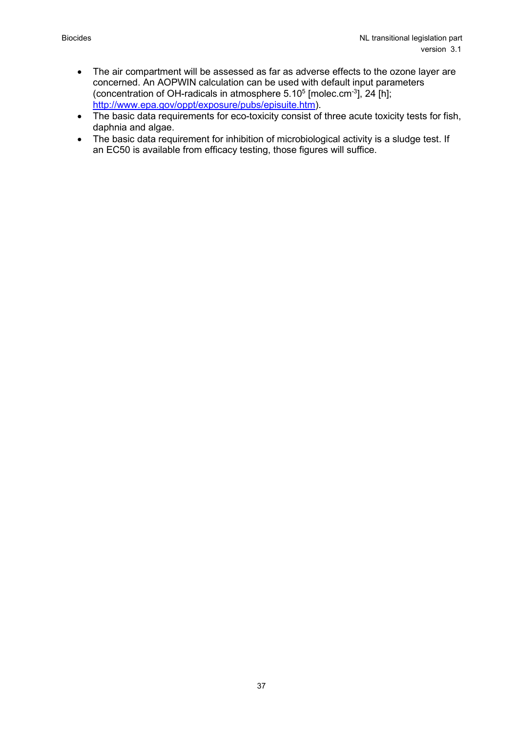- The air compartment will be assessed as far as adverse effects to the ozone layer are concerned. An AOPWIN calculation can be used with default input parameters (concentration of OH-radicals in atmosphere $5.10^5$ [$molec.cm^{-3}$], 24 [h]; http://www.epa.gov/oppt/exposure/pubs/episuite.htm).
- The basic data requirements for eco-toxicity consist of three acute toxicity tests for fish, daphnia and algae.
- The basic data requirement for inhibition of microbiological activity is a sludge test. If an EC50 is available from efficacy testing, those figures will suffice.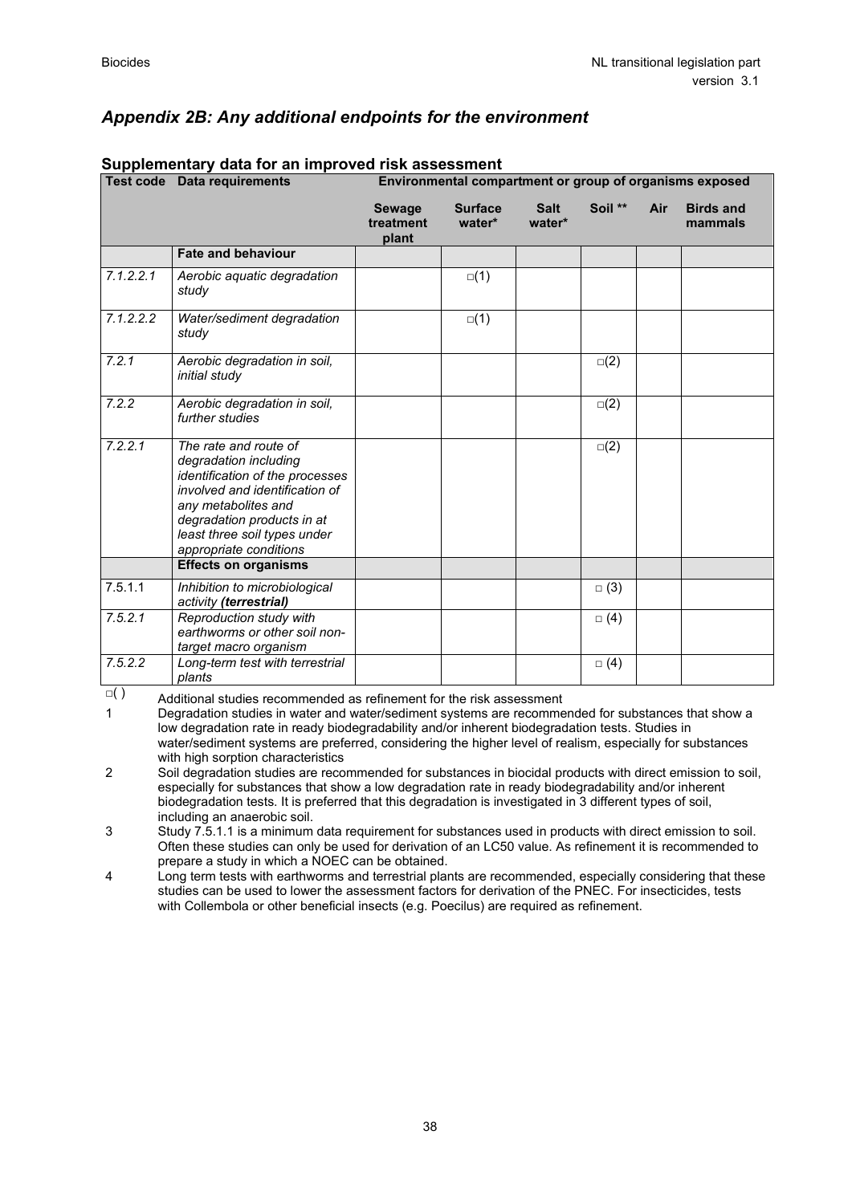## *Appendix 2B: Any additional endpoints for the environment*

### Supplementary data for an improved risk assessment

| Test code | Data requirements | Environmental compartment or group of organisms exposed | | | | | |
|---|---|---|---|---|---|---|---|
| | | **Sewage treatment plant** | **Surface water*** | **Salt water*** | **Soil ** ** | **Air** | **Birds and mammals** |
| | **Fate and behaviour** | | | | | | |
| *7.1.2.2.1* | *Aerobic aquatic degradation study* | | □(1) | | | | |
| *7.1.2.2.2* | *Water/sediment degradation study* | | □(1) | | | | |
| *7.2.1* | *Aerobic degradation in soil, initial study* | | | | □(2) | | |
| *7.2.2* | *Aerobic degradation in soil, further studies* | | | | □(2) | | |
| *7.2.2.1* | *The rate and route of degradation including identification of the processes involved and identification of any metabolites and degradation products in at least three soil types under appropriate conditions* | | | | □(2) | | |
| | **Effects on organisms** | | | | | | |
| 7.5.1.1 | *Inhibition to microbiological activity **(terrestrial)*** | | | | □ (3) | | |
| 7.5.2.1 | *Reproduction study with earthworms or other soil non-target macro organism* | | | | □ (4) | | |
| 7.5.2.2 | *Long-term test with terrestrial plants* | | | | □ (4) | | |

□( ) Additional studies recommended as refinement for the risk assessment

1 Degradation studies in water and water/sediment systems are recommended for substances that show a low degradation rate in ready biodegradability and/or inherent biodegradation tests. Studies in water/sediment systems are preferred, considering the higher level of realism, especially for substances with high sorption characteristics

2 Soil degradation studies are recommended for substances in biocidal products with direct emission to soil, especially for substances that show a low degradation rate in ready biodegradability and/or inherent biodegradation tests. It is preferred that this degradation is investigated in 3 different types of soil, including an anaerobic soil.

3 Study 7.5.1.1 is a minimum data requirement for substances used in products with direct emission to soil. Often these studies can only be used for derivation of an LC50 value. As refinement it is recommended to prepare a study in which a NOEC can be obtained.

4 Long term tests with earthworms and terrestrial plants are recommended, especially considering that these studies can be used to lower the assessment factors for derivation of the PNEC. For insecticides, tests with Collembola or other beneficial insects (e.g. Poecilus) are required as refinement.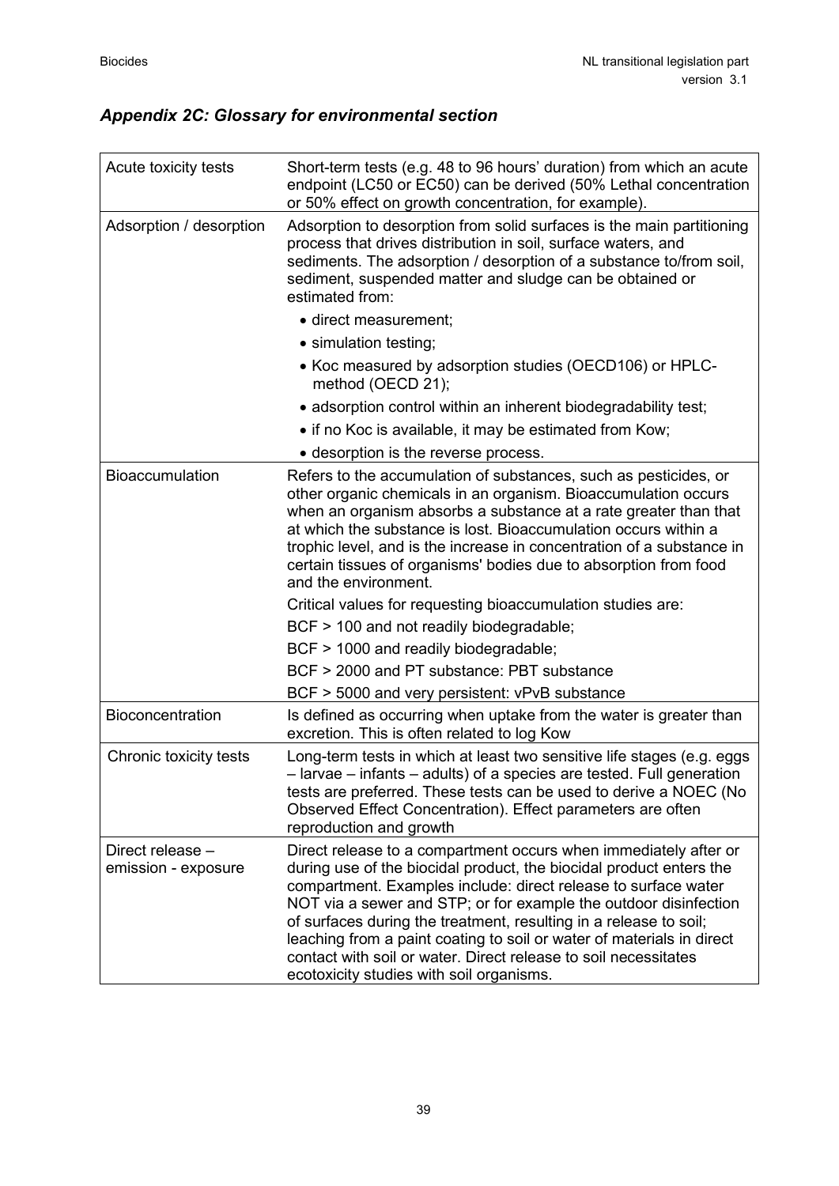## *Appendix 2C: Glossary for environmental section*

| | |
|---|---|
| Acute toxicity tests | Short-term tests (e.g. 48 to 96 hours' duration) from which an acute endpoint (LC50 or EC50) can be derived (50% Lethal concentration or 50% effect on growth concentration, for example). |
| Adsorption / desorption | Adsorption to desorption from solid surfaces is the main partitioning process that drives distribution in soil, surface waters, and sediments. The adsorption / desorption of a substance to/from soil, sediment, suspended matter and sludge can be obtained or estimated from:<br>• direct measurement;<br>• simulation testing;<br>• Koc measured by adsorption studies (OECD106) or HPLC-method (OECD 21);<br>• adsorption control within an inherent biodegradability test;<br>• if no Koc is available, it may be estimated from Kow;<br>• desorption is the reverse process. |
| Bioaccumulation | Refers to the accumulation of substances, such as pesticides, or other organic chemicals in an organism. Bioaccumulation occurs when an organism absorbs a substance at a rate greater than that at which the substance is lost. Bioaccumulation occurs within a trophic level, and is the increase in concentration of a substance in certain tissues of organisms' bodies due to absorption from food and the environment.<br>Critical values for requesting bioaccumulation studies are:<br>BCF > 100 and not readily biodegradable;<br>BCF > 1000 and readily biodegradable;<br>BCF > 2000 and PT substance: PBT substance<br>BCF > 5000 and very persistent: vPvB substance |
| Bioconcentration | Is defined as occurring when uptake from the water is greater than excretion. This is often related to log Kow |
| Chronic toxicity tests | Long-term tests in which at least two sensitive life stages (e.g. eggs – larvae – infants – adults) of a species are tested. Full generation tests are preferred. These tests can be used to derive a NOEC (No Observed Effect Concentration). Effect parameters are often reproduction and growth |
| Direct release – emission - exposure | Direct release to a compartment occurs when immediately after or during use of the biocidal product, the biocidal product enters the compartment. Examples include: direct release to surface water NOT via a sewer and STP; or for example the outdoor disinfection of surfaces during the treatment, resulting in a release to soil; leaching from a paint coating to soil or water of materials in direct contact with soil or water. Direct release to soil necessitates ecotoxicity studies with soil organisms. |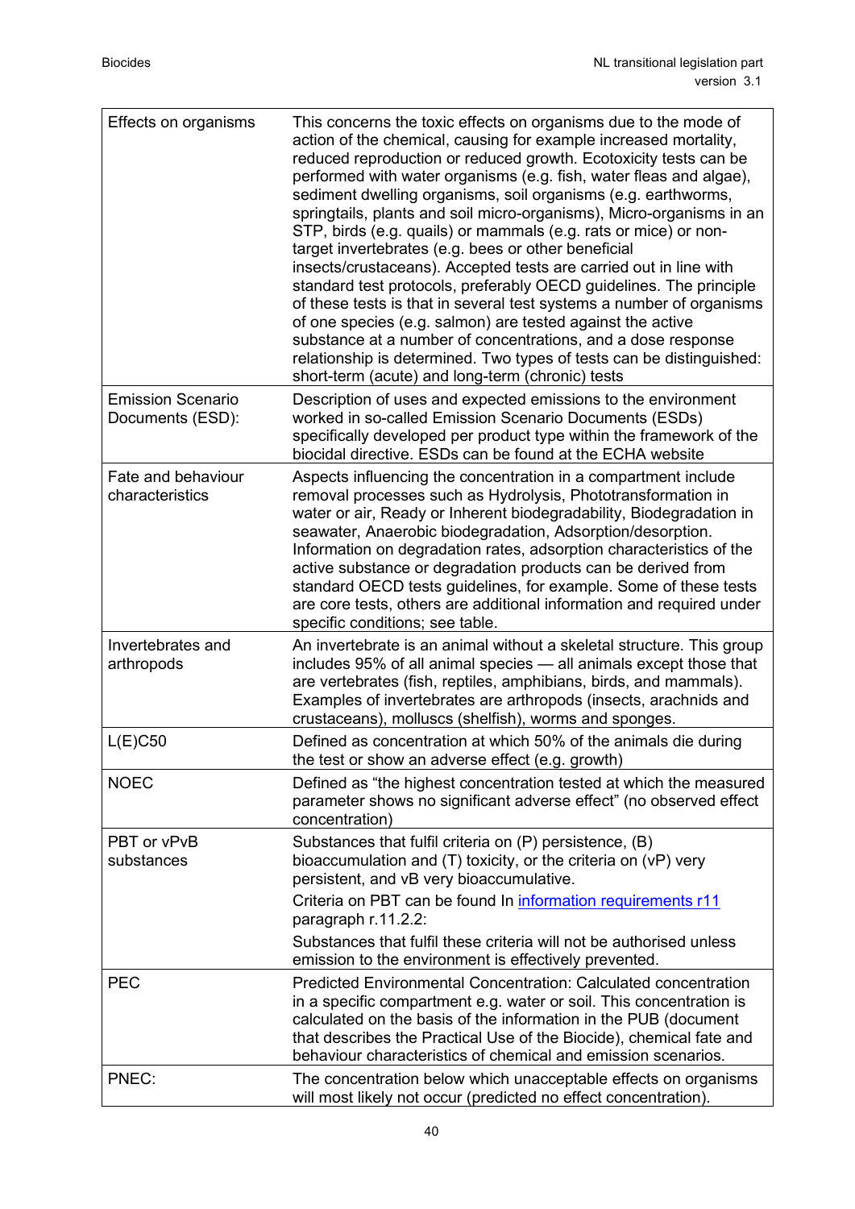| | |
|---|---|
| Effects on organisms | This concerns the toxic effects on organisms due to the mode of action of the chemical, causing for example increased mortality, reduced reproduction or reduced growth. Ecotoxicity tests can be performed with water organisms (e.g. fish, water fleas and algae), sediment dwelling organisms, soil organisms (e.g. earthworms, springtails, plants and soil micro-organisms), Micro-organisms in an STP, birds (e.g. quails) or mammals (e.g. rats or mice) or non-target invertebrates (e.g. bees or other beneficial insects/crustaceans). Accepted tests are carried out in line with standard test protocols, preferably OECD guidelines. The principle of these tests is that in several test systems a number of organisms of one species (e.g. salmon) are tested against the active substance at a number of concentrations, and a dose response relationship is determined. Two types of tests can be distinguished: short-term (acute) and long-term (chronic) tests |
| Emission Scenario Documents (ESD): | Description of uses and expected emissions to the environment worked in so-called Emission Scenario Documents (ESDs) specifically developed per product type within the framework of the biocidal directive. ESDs can be found at the ECHA website |
| Fate and behaviour characteristics | Aspects influencing the concentration in a compartment include removal processes such as Hydrolysis, Phototransformation in water or air, Ready or Inherent biodegradability, Biodegradation in seawater, Anaerobic biodegradation, Adsorption/desorption. Information on degradation rates, adsorption characteristics of the active substance or degradation products can be derived from standard OECD tests guidelines, for example. Some of these tests are core tests, others are additional information and required under specific conditions; see table. |
| Invertebrates and arthropods | An invertebrate is an animal without a skeletal structure. This group includes 95% of all animal species — all animals except those that are vertebrates (fish, reptiles, amphibians, birds, and mammals). Examples of invertebrates are arthropods (insects, arachnids and crustaceans), molluscs (shelfish), worms and sponges. |
| L(E)C50 | Defined as concentration at which 50% of the animals die during the test or show an adverse effect (e.g. growth) |
| NOEC | Defined as “the highest concentration tested at which the measured parameter shows no significant adverse effect” (no observed effect concentration) |
| PBT or vPvB substances | Substances that fulfil criteria on (P) persistence, (B) bioaccumulation and (T) toxicity, or the criteria on (vP) very persistent, and vB very bioaccumulative.<br><br>Criteria on PBT can be found In information requirements r11 paragraph r.11.2.2:<br><br>Substances that fulfil these criteria will not be authorised unless emission to the environment is effectively prevented. |
| PEC | Predicted Environmental Concentration: Calculated concentration in a specific compartment e.g. water or soil. This concentration is calculated on the basis of the information in the PUB (document that describes the Practical Use of the Biocide), chemical fate and behaviour characteristics of chemical and emission scenarios. |
| PNEC: | The concentration below which unacceptable effects on organisms will most likely not occur (predicted no effect concentration). |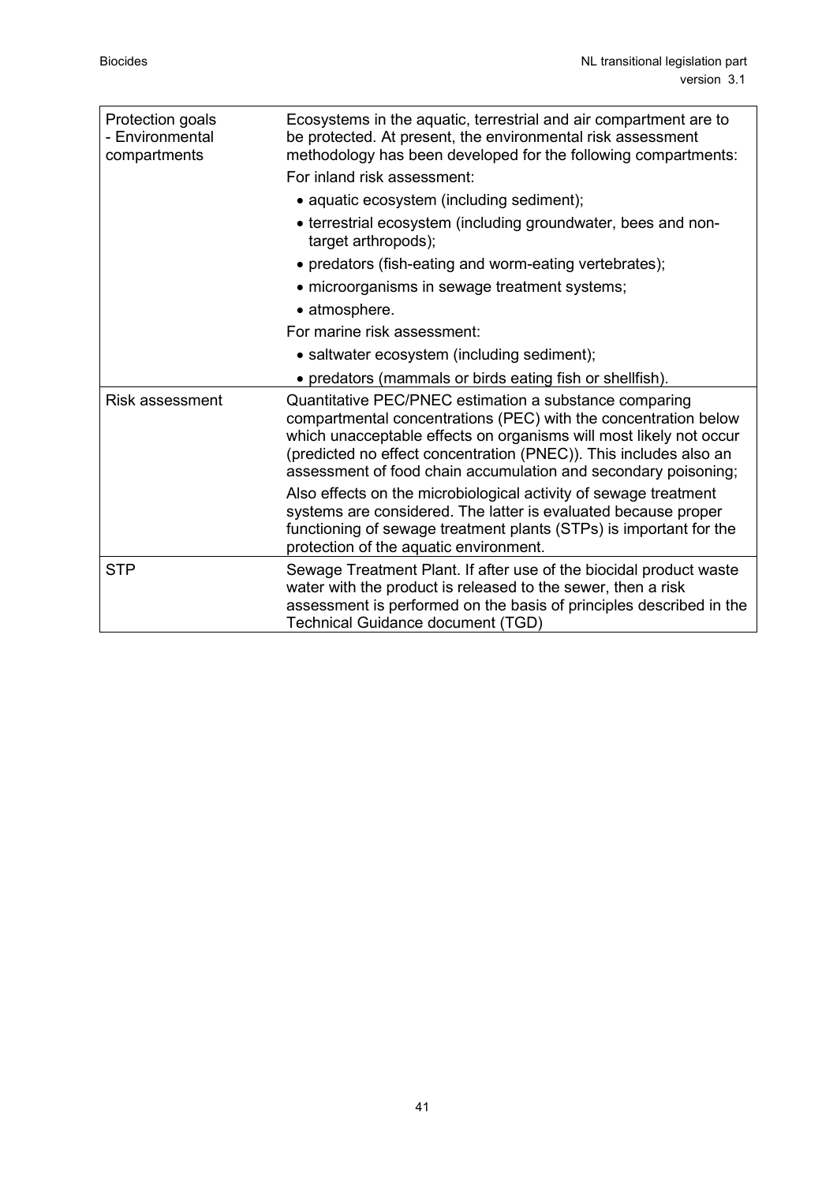| | |
|---|---|
| Protection goals - Environmental compartments | Ecosystems in the aquatic, terrestrial and air compartment are to be protected. At present, the environmental risk assessment methodology has been developed for the following compartments:<br>For inland risk assessment:<br>• aquatic ecosystem (including sediment);<br>• terrestrial ecosystem (including groundwater, bees and non-target arthropods);<br>• predators (fish-eating and worm-eating vertebrates);<br>• microorganisms in sewage treatment systems;<br>• atmosphere.<br>For marine risk assessment:<br>• saltwater ecosystem (including sediment);<br>• predators (mammals or birds eating fish or shellfish). |
| Risk assessment | Quantitative PEC/PNEC estimation a substance comparing compartmental concentrations (PEC) with the concentration below which unacceptable effects on organisms will most likely not occur (predicted no effect concentration (PNEC)). This includes also an assessment of food chain accumulation and secondary poisoning;<br>Also effects on the microbiological activity of sewage treatment systems are considered. The latter is evaluated because proper functioning of sewage treatment plants (STPs) is important for the protection of the aquatic environment. |
| STP | Sewage Treatment Plant. If after use of the biocidal product waste water with the product is released to the sewer, then a risk assessment is performed on the basis of principles described in the Technical Guidance document (TGD) |